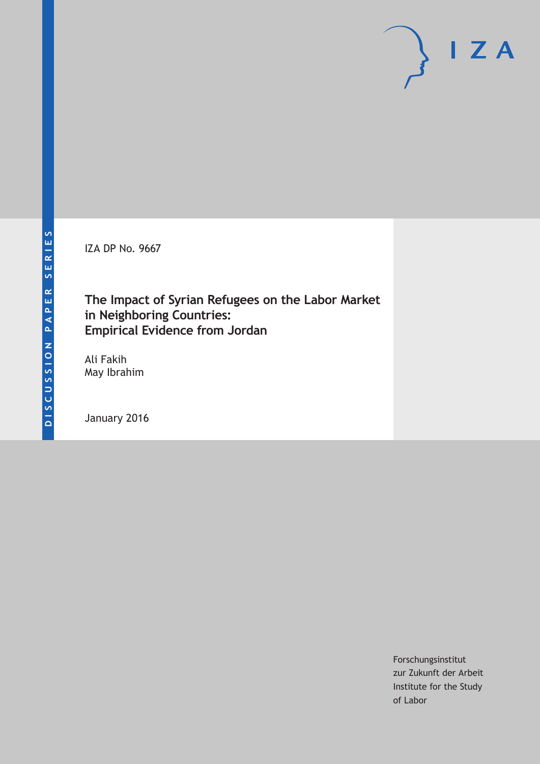DISCUSSION PAPER SERIES

IZA

IZA DP No. 9667

# The Impact of Syrian Refugees on the Labor Market in Neighboring Countries: Empirical Evidence from Jordan

Ali Fakih
May Ibrahim

January 2016

Forschungsinstitut
zur Zukunft der Arbeit
Institute for the Study
of Labor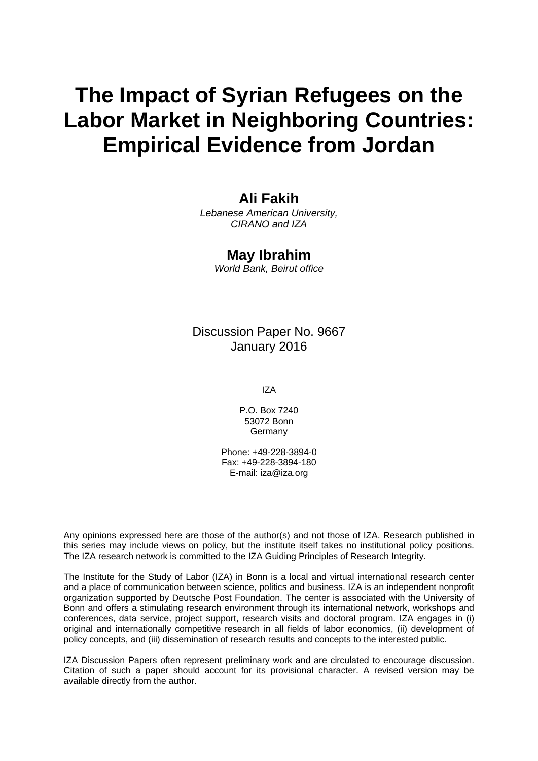# The Impact of Syrian Refugees on the Labor Market in Neighboring Countries: Empirical Evidence from Jordan

**Ali Fakih**
*Lebanese American University, CIRANO and IZA*

**May Ibrahim**
*World Bank, Beirut office*

Discussion Paper No. 9667
January 2016

IZA

P.O. Box 7240
53072 Bonn
Germany

Phone: +49-228-3894-0
Fax: +49-228-3894-180
E-mail: iza@iza.org

Any opinions expressed here are those of the author(s) and not those of IZA. Research published in this series may include views on policy, but the institute itself takes no institutional policy positions. The IZA research network is committed to the IZA Guiding Principles of Research Integrity.

The Institute for the Study of Labor (IZA) in Bonn is a local and virtual international research center and a place of communication between science, politics and business. IZA is an independent nonprofit organization supported by Deutsche Post Foundation. The center is associated with the University of Bonn and offers a stimulating research environment through its international network, workshops and conferences, data service, project support, research visits and doctoral program. IZA engages in (i) original and internationally competitive research in all fields of labor economics, (ii) development of policy concepts, and (iii) dissemination of research results and concepts to the interested public.

IZA Discussion Papers often represent preliminary work and are circulated to encourage discussion. Citation of such a paper should account for its provisional character. A revised version may be available directly from the author.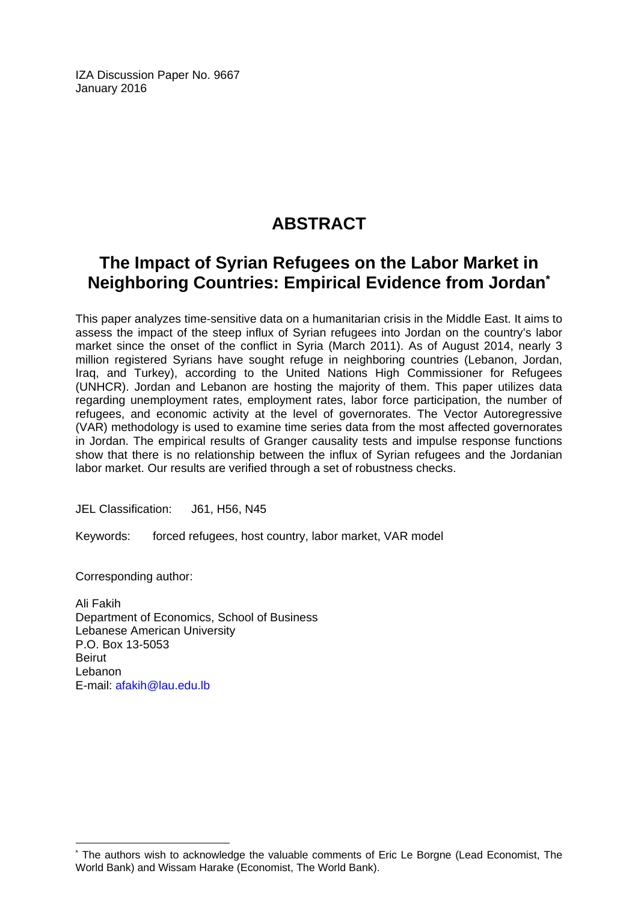IZA Discussion Paper No. 9667
January 2016

# ABSTRACT

## The Impact of Syrian Refugees on the Labor Market in Neighboring Countries: Empirical Evidence from Jordan*

This paper analyzes time-sensitive data on a humanitarian crisis in the Middle East. It aims to assess the impact of the steep influx of Syrian refugees into Jordan on the country's labor market since the onset of the conflict in Syria (March 2011). As of August 2014, nearly 3 million registered Syrians have sought refuge in neighboring countries (Lebanon, Jordan, Iraq, and Turkey), according to the United Nations High Commissioner for Refugees (UNHCR). Jordan and Lebanon are hosting the majority of them. This paper utilizes data regarding unemployment rates, employment rates, labor force participation, the number of refugees, and economic activity at the level of governorates. The Vector Autoregressive (VAR) methodology is used to examine time series data from the most affected governorates in Jordan. The empirical results of Granger causality tests and impulse response functions show that there is no relationship between the influx of Syrian refugees and the Jordanian labor market. Our results are verified through a set of robustness checks.

JEL Classification: J61, H56, N45

Keywords: forced refugees, host country, labor market, VAR model

Corresponding author:

Ali Fakih
Department of Economics, School of Business
Lebanese American University
P.O. Box 13-5053
Beirut
Lebanon
E-mail: afakih@lau.edu.lb

* The authors wish to acknowledge the valuable comments of Eric Le Borgne (Lead Economist, The World Bank) and Wissam Harake (Economist, The World Bank).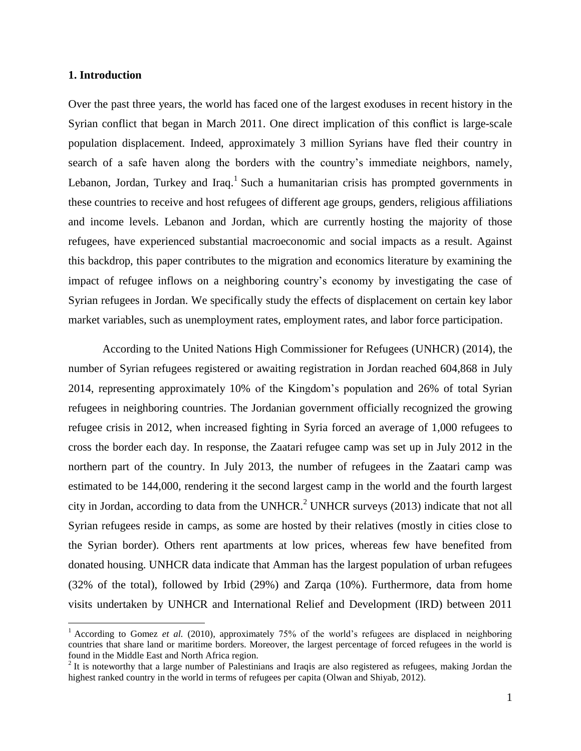## 1. Introduction

Over the past three years, the world has faced one of the largest exoduses in recent history in the Syrian conflict that began in March 2011. One direct implication of this conflict is large-scale population displacement. Indeed, approximately 3 million Syrians have fled their country in search of a safe haven along the borders with the country's immediate neighbors, namely, Lebanon, Jordan, Turkey and Iraq.[1] Such a humanitarian crisis has prompted governments in these countries to receive and host refugees of different age groups, genders, religious affiliations and income levels. Lebanon and Jordan, which are currently hosting the majority of those refugees, have experienced substantial macroeconomic and social impacts as a result. Against this backdrop, this paper contributes to the migration and economics literature by examining the impact of refugee inflows on a neighboring country's economy by investigating the case of Syrian refugees in Jordan. We specifically study the effects of displacement on certain key labor market variables, such as unemployment rates, employment rates, and labor force participation.

According to the United Nations High Commissioner for Refugees (UNHCR) (2014), the number of Syrian refugees registered or awaiting registration in Jordan reached 604,868 in July 2014, representing approximately 10% of the Kingdom's population and 26% of total Syrian refugees in neighboring countries. The Jordanian government officially recognized the growing refugee crisis in 2012, when increased fighting in Syria forced an average of 1,000 refugees to cross the border each day. In response, the Zaatari refugee camp was set up in July 2012 in the northern part of the country. In July 2013, the number of refugees in the Zaatari camp was estimated to be 144,000, rendering it the second largest camp in the world and the fourth largest city in Jordan, according to data from the UNHCR.[2] UNHCR surveys (2013) indicate that not all Syrian refugees reside in camps, as some are hosted by their relatives (mostly in cities close to the Syrian border). Others rent apartments at low prices, whereas few have benefited from donated housing. UNHCR data indicate that Amman has the largest population of urban refugees (32% of the total), followed by Irbid (29%) and Zarqa (10%). Furthermore, data from home visits undertaken by UNHCR and International Relief and Development (IRD) between 2011

[1] According to Gomez *et al.* (2010), approximately 75% of the world's refugees are displaced in neighboring countries that share land or maritime borders. Moreover, the largest percentage of forced refugees in the world is found in the Middle East and North Africa region.

[2] It is noteworthy that a large number of Palestinians and Iraqis are also registered as refugees, making Jordan the highest ranked country in the world in terms of refugees per capita (Olwan and Shiyab, 2012).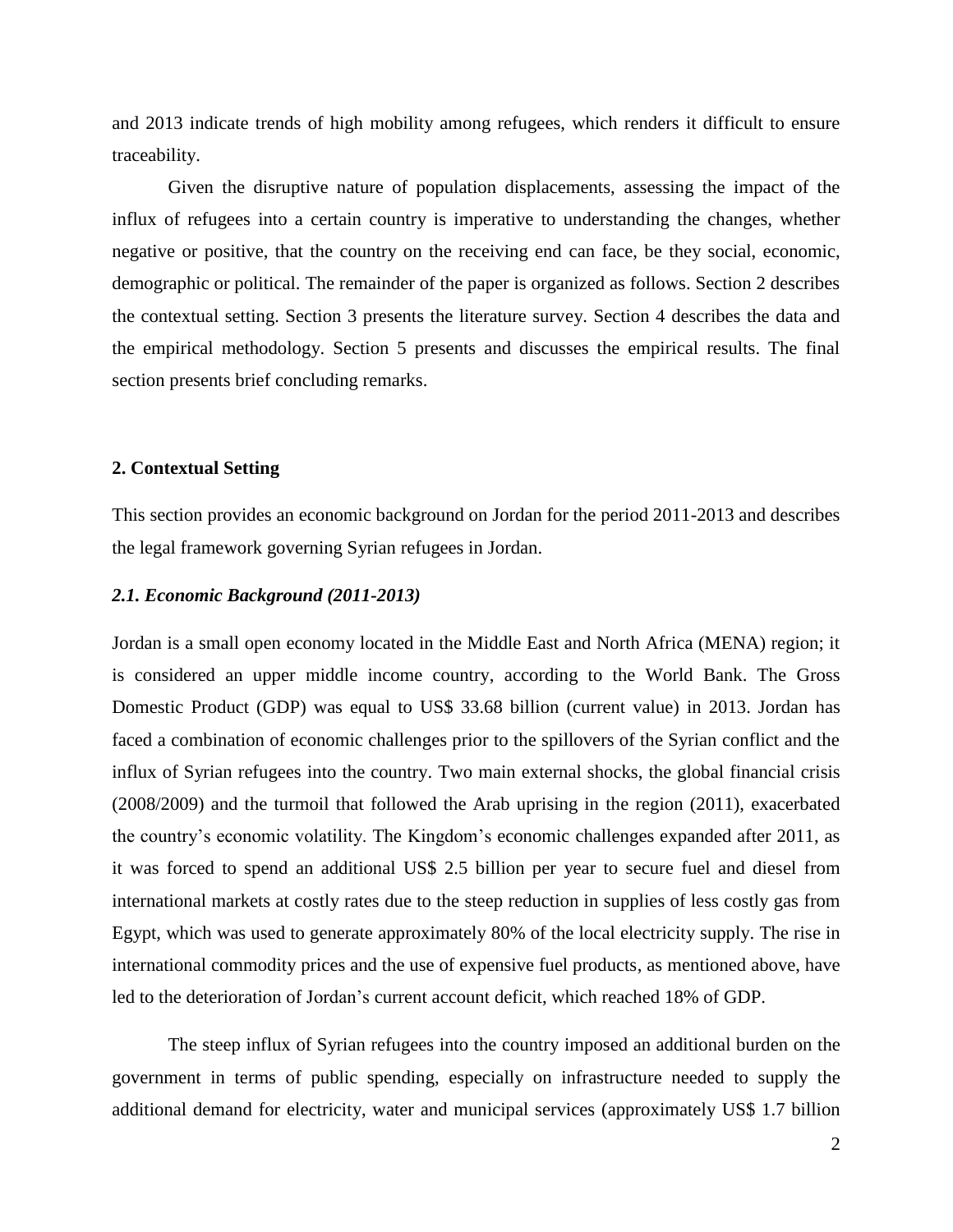and 2013 indicate trends of high mobility among refugees, which renders it difficult to ensure traceability.

Given the disruptive nature of population displacements, assessing the impact of the influx of refugees into a certain country is imperative to understanding the changes, whether negative or positive, that the country on the receiving end can face, be they social, economic, demographic or political. The remainder of the paper is organized as follows. Section 2 describes the contextual setting. Section 3 presents the literature survey. Section 4 describes the data and the empirical methodology. Section 5 presents and discusses the empirical results. The final section presents brief concluding remarks.

## 2. Contextual Setting

This section provides an economic background on Jordan for the period 2011-2013 and describes the legal framework governing Syrian refugees in Jordan.

### *2.1. Economic Background (2011-2013)*

Jordan is a small open economy located in the Middle East and North Africa (MENA) region; it is considered an upper middle income country, according to the World Bank. The Gross Domestic Product (GDP) was equal to US$ 33.68 billion (current value) in 2013. Jordan has faced a combination of economic challenges prior to the spillovers of the Syrian conflict and the influx of Syrian refugees into the country. Two main external shocks, the global financial crisis (2008/2009) and the turmoil that followed the Arab uprising in the region (2011), exacerbated the country's economic volatility. The Kingdom's economic challenges expanded after 2011, as it was forced to spend an additional US$ 2.5 billion per year to secure fuel and diesel from international markets at costly rates due to the steep reduction in supplies of less costly gas from Egypt, which was used to generate approximately 80% of the local electricity supply. The rise in international commodity prices and the use of expensive fuel products, as mentioned above, have led to the deterioration of Jordan's current account deficit, which reached 18% of GDP.

The steep influx of Syrian refugees into the country imposed an additional burden on the government in terms of public spending, especially on infrastructure needed to supply the additional demand for electricity, water and municipal services (approximately US$ 1.7 billion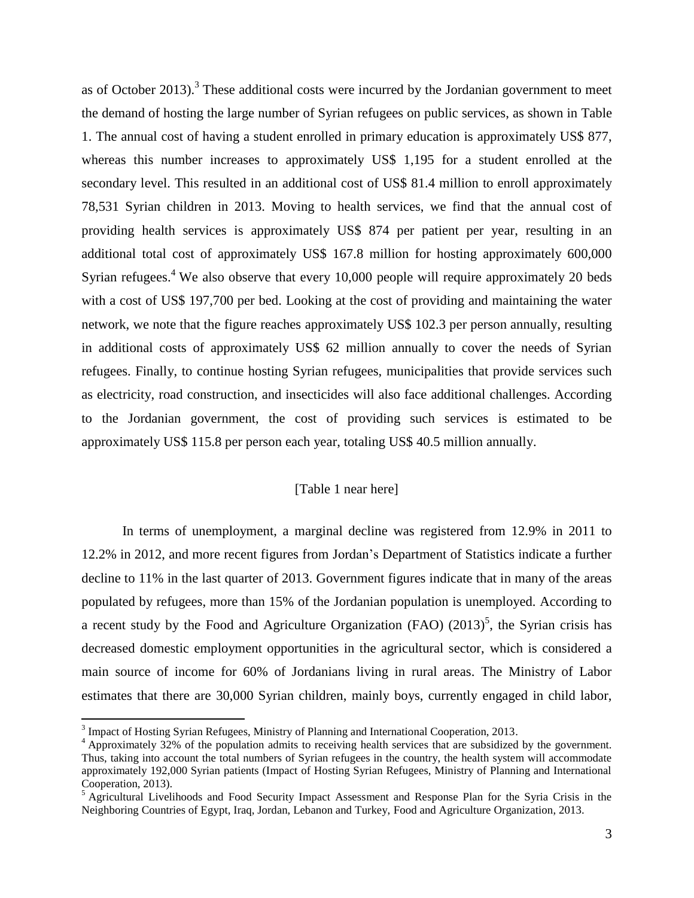as of October 2013).[3] These additional costs were incurred by the Jordanian government to meet the demand of hosting the large number of Syrian refugees on public services, as shown in Table 1. The annual cost of having a student enrolled in primary education is approximately US$ 877, whereas this number increases to approximately US$ 1,195 for a student enrolled at the secondary level. This resulted in an additional cost of US$ 81.4 million to enroll approximately 78,531 Syrian children in 2013. Moving to health services, we find that the annual cost of providing health services is approximately US$ 874 per patient per year, resulting in an additional total cost of approximately US$ 167.8 million for hosting approximately 600,000 Syrian refugees.[4] We also observe that every 10,000 people will require approximately 20 beds with a cost of US$ 197,700 per bed. Looking at the cost of providing and maintaining the water network, we note that the figure reaches approximately US$ 102.3 per person annually, resulting in additional costs of approximately US$ 62 million annually to cover the needs of Syrian refugees. Finally, to continue hosting Syrian refugees, municipalities that provide services such as electricity, road construction, and insecticides will also face additional challenges. According to the Jordanian government, the cost of providing such services is estimated to be approximately US$ 115.8 per person each year, totaling US$ 40.5 million annually.

[Table 1 near here]

In terms of unemployment, a marginal decline was registered from 12.9% in 2011 to 12.2% in 2012, and more recent figures from Jordan's Department of Statistics indicate a further decline to 11% in the last quarter of 2013. Government figures indicate that in many of the areas populated by refugees, more than 15% of the Jordanian population is unemployed. According to a recent study by the Food and Agriculture Organization (FAO) (2013)[5], the Syrian crisis has decreased domestic employment opportunities in the agricultural sector, which is considered a main source of income for 60% of Jordanians living in rural areas. The Ministry of Labor estimates that there are 30,000 Syrian children, mainly boys, currently engaged in child labor,

---

[3] Impact of Hosting Syrian Refugees, Ministry of Planning and International Cooperation, 2013.

[4] Approximately 32% of the population admits to receiving health services that are subsidized by the government. Thus, taking into account the total numbers of Syrian refugees in the country, the health system will accommodate approximately 192,000 Syrian patients (Impact of Hosting Syrian Refugees, Ministry of Planning and International Cooperation, 2013).

[5] Agricultural Livelihoods and Food Security Impact Assessment and Response Plan for the Syria Crisis in the Neighboring Countries of Egypt, Iraq, Jordan, Lebanon and Turkey, Food and Agriculture Organization, 2013.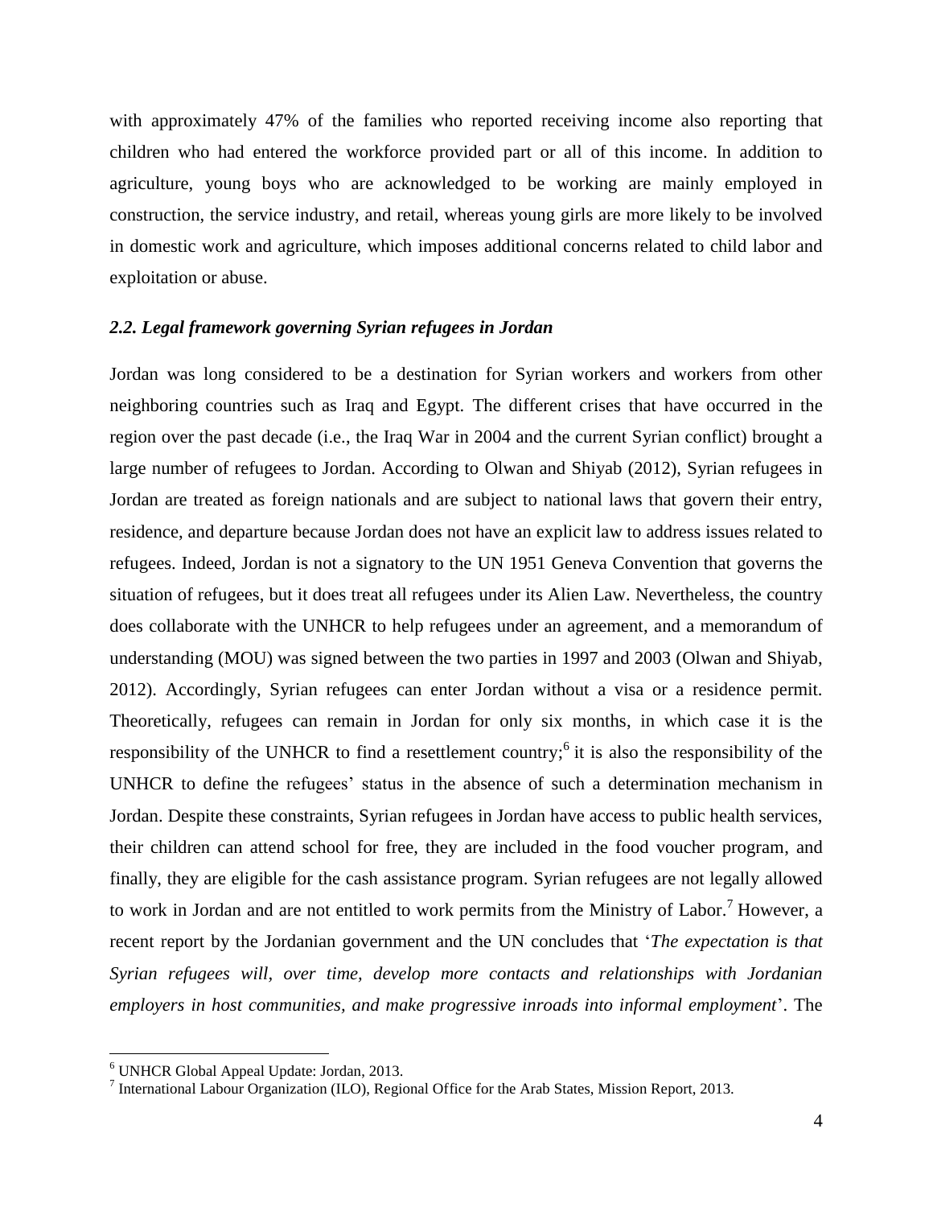with approximately 47% of the families who reported receiving income also reporting that children who had entered the workforce provided part or all of this income. In addition to agriculture, young boys who are acknowledged to be working are mainly employed in construction, the service industry, and retail, whereas young girls are more likely to be involved in domestic work and agriculture, which imposes additional concerns related to child labor and exploitation or abuse.

### *2.2. Legal framework governing Syrian refugees in Jordan*

Jordan was long considered to be a destination for Syrian workers and workers from other neighboring countries such as Iraq and Egypt. The different crises that have occurred in the region over the past decade (i.e., the Iraq War in 2004 and the current Syrian conflict) brought a large number of refugees to Jordan. According to Olwan and Shiyab (2012), Syrian refugees in Jordan are treated as foreign nationals and are subject to national laws that govern their entry, residence, and departure because Jordan does not have an explicit law to address issues related to refugees. Indeed, Jordan is not a signatory to the UN 1951 Geneva Convention that governs the situation of refugees, but it does treat all refugees under its Alien Law. Nevertheless, the country does collaborate with the UNHCR to help refugees under an agreement, and a memorandum of understanding (MOU) was signed between the two parties in 1997 and 2003 (Olwan and Shiyab, 2012). Accordingly, Syrian refugees can enter Jordan without a visa or a residence permit. Theoretically, refugees can remain in Jordan for only six months, in which case it is the responsibility of the UNHCR to find a resettlement country;[6] it is also the responsibility of the UNHCR to define the refugees' status in the absence of such a determination mechanism in Jordan. Despite these constraints, Syrian refugees in Jordan have access to public health services, their children can attend school for free, they are included in the food voucher program, and finally, they are eligible for the cash assistance program. Syrian refugees are not legally allowed to work in Jordan and are not entitled to work permits from the Ministry of Labor.[7] However, a recent report by the Jordanian government and the UN concludes that '*The expectation is that Syrian refugees will, over time, develop more contacts and relationships with Jordanian employers in host communities, and make progressive inroads into informal employment*'. The

[6] UNHCR Global Appeal Update: Jordan, 2013.

[7] International Labour Organization (ILO), Regional Office for the Arab States, Mission Report, 2013.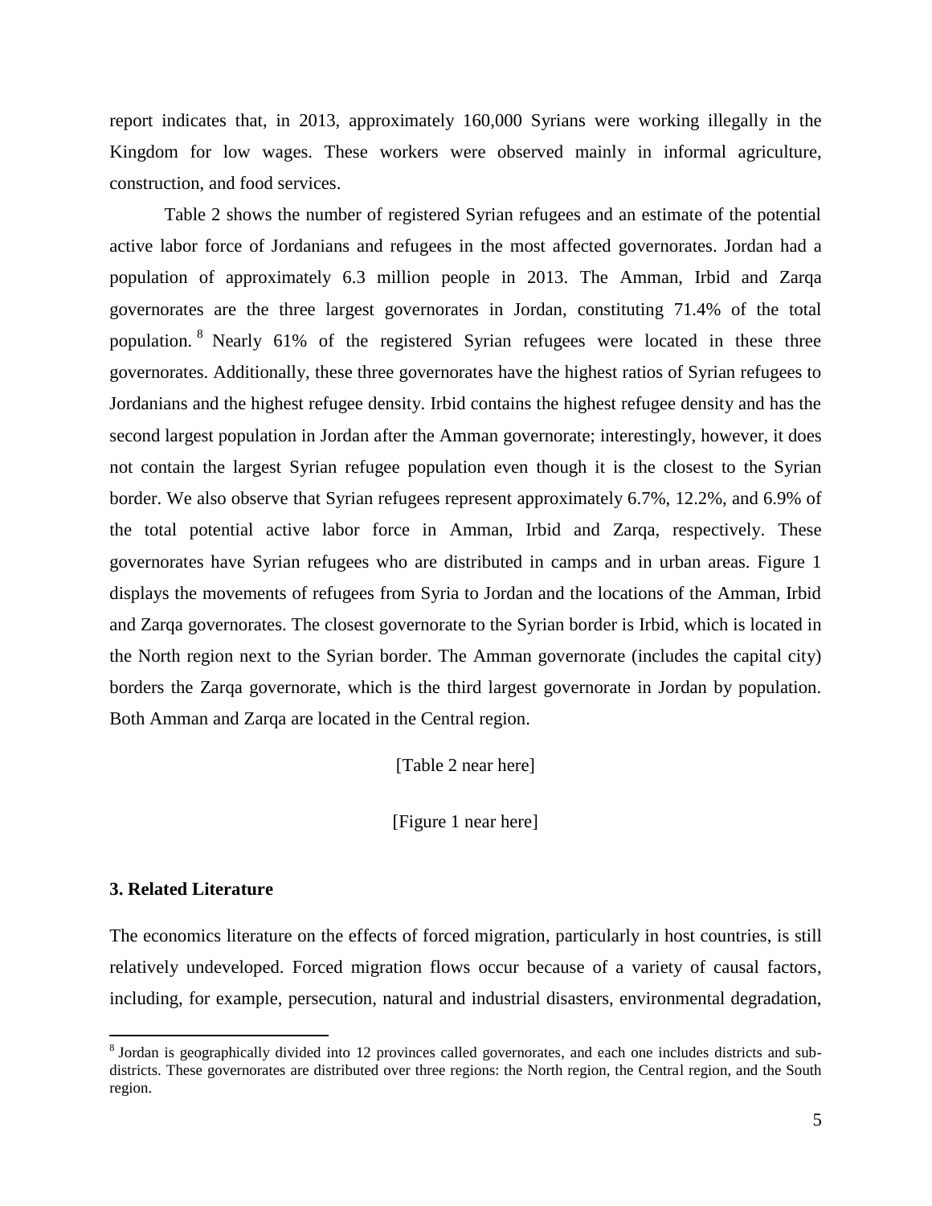report indicates that, in 2013, approximately 160,000 Syrians were working illegally in the Kingdom for low wages. These workers were observed mainly in informal agriculture, construction, and food services.

Table 2 shows the number of registered Syrian refugees and an estimate of the potential active labor force of Jordanians and refugees in the most affected governorates. Jordan had a population of approximately 6.3 million people in 2013. The Amman, Irbid and Zarqa governorates are the three largest governorates in Jordan, constituting 71.4% of the total population.[8] Nearly 61% of the registered Syrian refugees were located in these three governorates. Additionally, these three governorates have the highest ratios of Syrian refugees to Jordanians and the highest refugee density. Irbid contains the highest refugee density and has the second largest population in Jordan after the Amman governorate; interestingly, however, it does not contain the largest Syrian refugee population even though it is the closest to the Syrian border. We also observe that Syrian refugees represent approximately 6.7%, 12.2%, and 6.9% of the total potential active labor force in Amman, Irbid and Zarqa, respectively. These governorates have Syrian refugees who are distributed in camps and in urban areas. Figure 1 displays the movements of refugees from Syria to Jordan and the locations of the Amman, Irbid and Zarqa governorates. The closest governorate to the Syrian border is Irbid, which is located in the North region next to the Syrian border. The Amman governorate (includes the capital city) borders the Zarqa governorate, which is the third largest governorate in Jordan by population. Both Amman and Zarqa are located in the Central region.

[Table 2 near here]

[Figure 1 near here]

### 3. Related Literature

The economics literature on the effects of forced migration, particularly in host countries, is still relatively undeveloped. Forced migration flows occur because of a variety of causal factors, including, for example, persecution, natural and industrial disasters, environmental degradation,

---

[8] Jordan is geographically divided into 12 provinces called governorates, and each one includes districts and sub-districts. These governorates are distributed over three regions: the North region, the Central region, and the South region.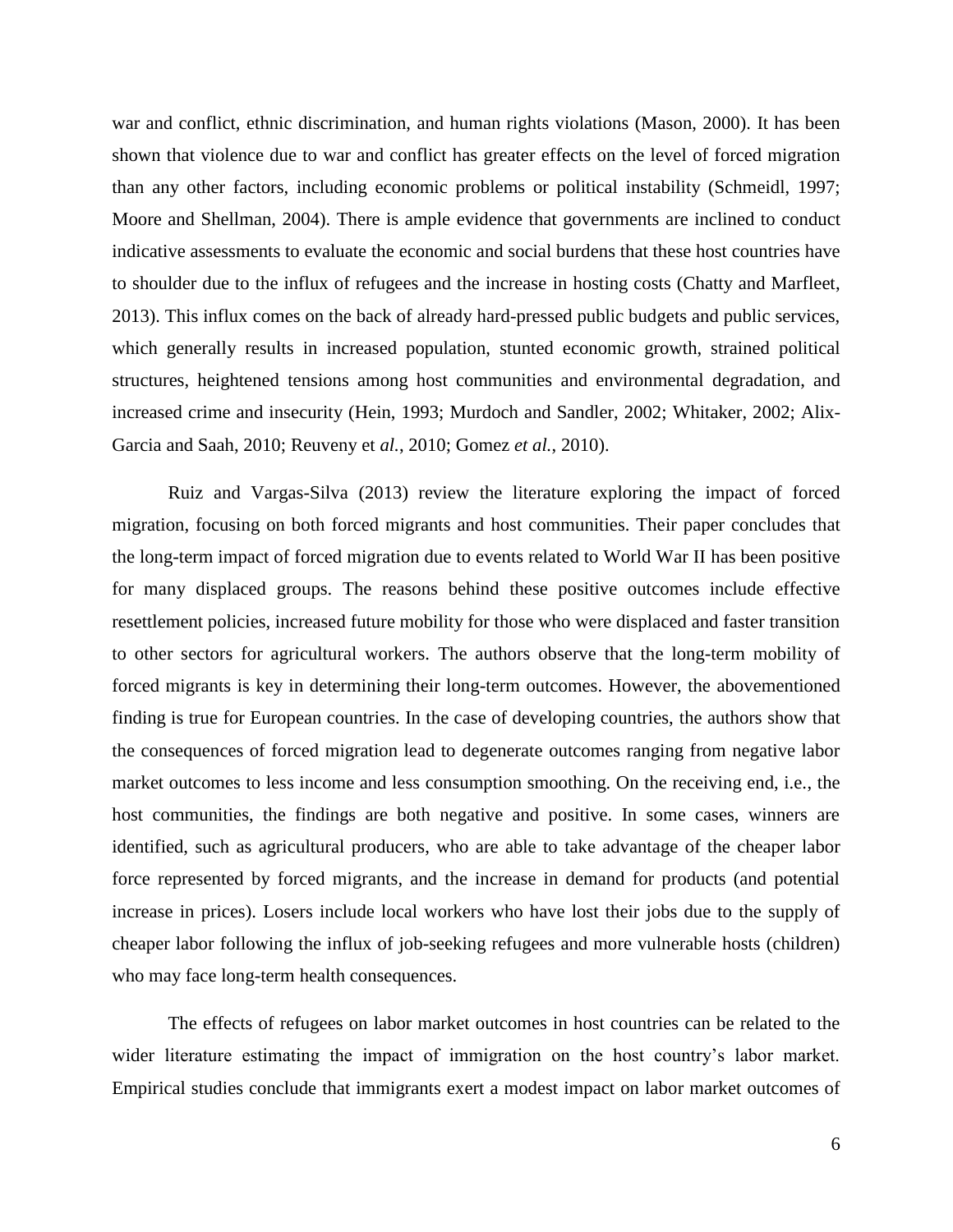war and conflict, ethnic discrimination, and human rights violations (Mason, 2000). It has been shown that violence due to war and conflict has greater effects on the level of forced migration than any other factors, including economic problems or political instability (Schmeidl, 1997; Moore and Shellman, 2004). There is ample evidence that governments are inclined to conduct indicative assessments to evaluate the economic and social burdens that these host countries have to shoulder due to the influx of refugees and the increase in hosting costs (Chatty and Marfleet, 2013). This influx comes on the back of already hard-pressed public budgets and public services, which generally results in increased population, stunted economic growth, strained political structures, heightened tensions among host communities and environmental degradation, and increased crime and insecurity (Hein, 1993; Murdoch and Sandler, 2002; Whitaker, 2002; Alix-Garcia and Saah, 2010; Reuveny et *al.*, 2010; Gomez *et al.*, 2010).

Ruiz and Vargas-Silva (2013) review the literature exploring the impact of forced migration, focusing on both forced migrants and host communities. Their paper concludes that the long-term impact of forced migration due to events related to World War II has been positive for many displaced groups. The reasons behind these positive outcomes include effective resettlement policies, increased future mobility for those who were displaced and faster transition to other sectors for agricultural workers. The authors observe that the long-term mobility of forced migrants is key in determining their long-term outcomes. However, the abovementioned finding is true for European countries. In the case of developing countries, the authors show that the consequences of forced migration lead to degenerate outcomes ranging from negative labor market outcomes to less income and less consumption smoothing. On the receiving end, i.e., the host communities, the findings are both negative and positive. In some cases, winners are identified, such as agricultural producers, who are able to take advantage of the cheaper labor force represented by forced migrants, and the increase in demand for products (and potential increase in prices). Losers include local workers who have lost their jobs due to the supply of cheaper labor following the influx of job-seeking refugees and more vulnerable hosts (children) who may face long-term health consequences.

The effects of refugees on labor market outcomes in host countries can be related to the wider literature estimating the impact of immigration on the host country's labor market. Empirical studies conclude that immigrants exert a modest impact on labor market outcomes of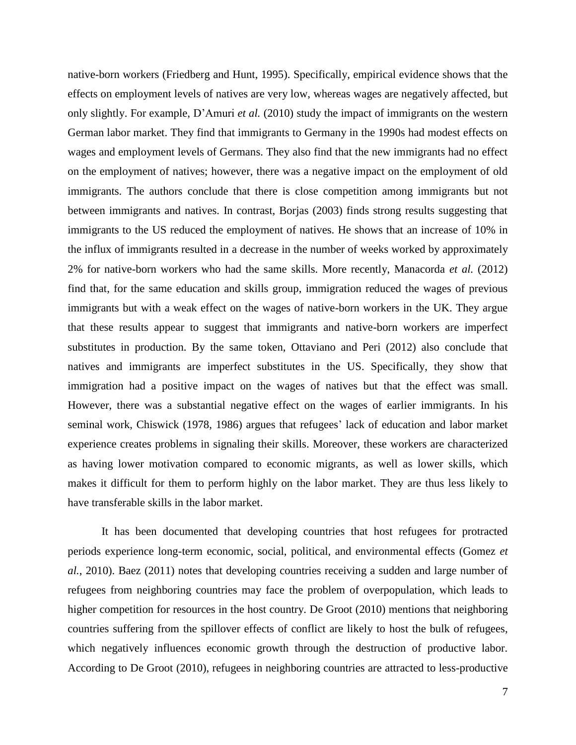native-born workers (Friedberg and Hunt, 1995). Specifically, empirical evidence shows that the effects on employment levels of natives are very low, whereas wages are negatively affected, but only slightly. For example, D'Amuri *et al.* (2010) study the impact of immigrants on the western German labor market. They find that immigrants to Germany in the 1990s had modest effects on wages and employment levels of Germans. They also find that the new immigrants had no effect on the employment of natives; however, there was a negative impact on the employment of old immigrants. The authors conclude that there is close competition among immigrants but not between immigrants and natives. In contrast, Borjas (2003) finds strong results suggesting that immigrants to the US reduced the employment of natives. He shows that an increase of 10% in the influx of immigrants resulted in a decrease in the number of weeks worked by approximately 2% for native-born workers who had the same skills. More recently, Manacorda *et al.* (2012) find that, for the same education and skills group, immigration reduced the wages of previous immigrants but with a weak effect on the wages of native-born workers in the UK. They argue that these results appear to suggest that immigrants and native-born workers are imperfect substitutes in production. By the same token, Ottaviano and Peri (2012) also conclude that natives and immigrants are imperfect substitutes in the US. Specifically, they show that immigration had a positive impact on the wages of natives but that the effect was small. However, there was a substantial negative effect on the wages of earlier immigrants. In his seminal work, Chiswick (1978, 1986) argues that refugees' lack of education and labor market experience creates problems in signaling their skills. Moreover, these workers are characterized as having lower motivation compared to economic migrants, as well as lower skills, which makes it difficult for them to perform highly on the labor market. They are thus less likely to have transferable skills in the labor market.

It has been documented that developing countries that host refugees for protracted periods experience long-term economic, social, political, and environmental effects (Gomez *et al.*, 2010). Baez (2011) notes that developing countries receiving a sudden and large number of refugees from neighboring countries may face the problem of overpopulation, which leads to higher competition for resources in the host country. De Groot (2010) mentions that neighboring countries suffering from the spillover effects of conflict are likely to host the bulk of refugees, which negatively influences economic growth through the destruction of productive labor. According to De Groot (2010), refugees in neighboring countries are attracted to less-productive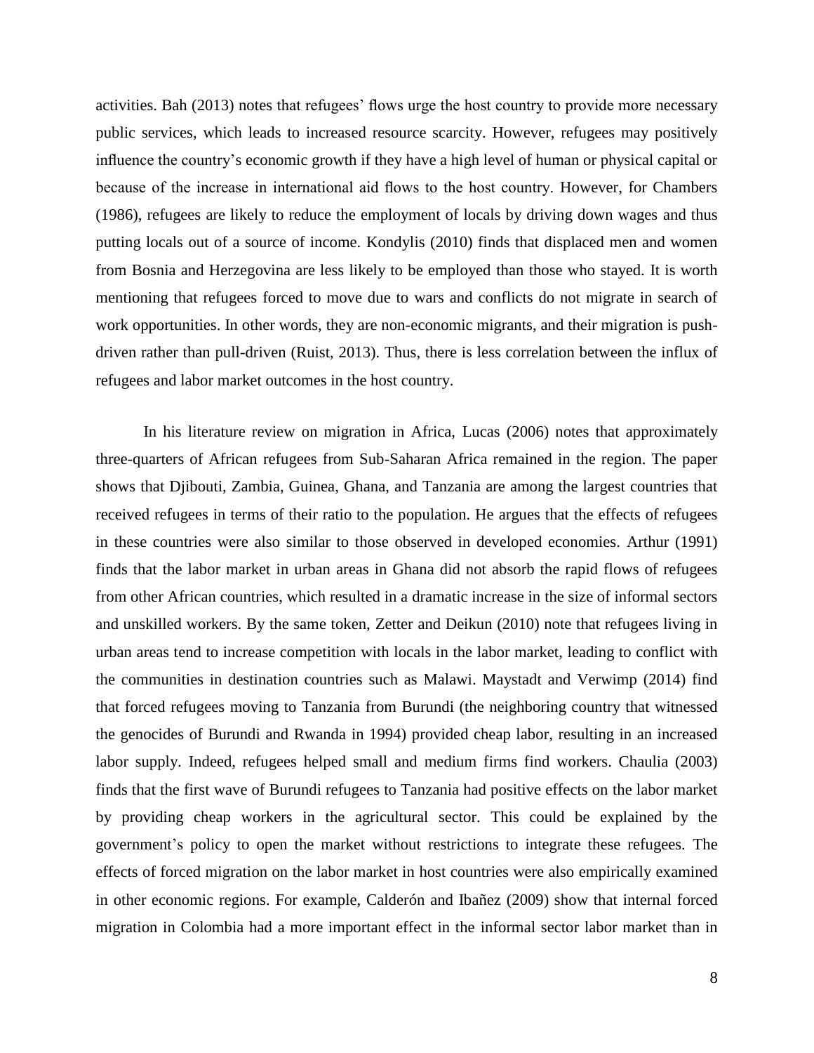activities. Bah (2013) notes that refugees' flows urge the host country to provide more necessary public services, which leads to increased resource scarcity. However, refugees may positively influence the country's economic growth if they have a high level of human or physical capital or because of the increase in international aid flows to the host country. However, for Chambers (1986), refugees are likely to reduce the employment of locals by driving down wages and thus putting locals out of a source of income. Kondylis (2010) finds that displaced men and women from Bosnia and Herzegovina are less likely to be employed than those who stayed. It is worth mentioning that refugees forced to move due to wars and conflicts do not migrate in search of work opportunities. In other words, they are non-economic migrants, and their migration is push-driven rather than pull-driven (Ruist, 2013). Thus, there is less correlation between the influx of refugees and labor market outcomes in the host country.

In his literature review on migration in Africa, Lucas (2006) notes that approximately three-quarters of African refugees from Sub-Saharan Africa remained in the region. The paper shows that Djibouti, Zambia, Guinea, Ghana, and Tanzania are among the largest countries that received refugees in terms of their ratio to the population. He argues that the effects of refugees in these countries were also similar to those observed in developed economies. Arthur (1991) finds that the labor market in urban areas in Ghana did not absorb the rapid flows of refugees from other African countries, which resulted in a dramatic increase in the size of informal sectors and unskilled workers. By the same token, Zetter and Deikun (2010) note that refugees living in urban areas tend to increase competition with locals in the labor market, leading to conflict with the communities in destination countries such as Malawi. Maystadt and Verwimp (2014) find that forced refugees moving to Tanzania from Burundi (the neighboring country that witnessed the genocides of Burundi and Rwanda in 1994) provided cheap labor, resulting in an increased labor supply. Indeed, refugees helped small and medium firms find workers. Chaulia (2003) finds that the first wave of Burundi refugees to Tanzania had positive effects on the labor market by providing cheap workers in the agricultural sector. This could be explained by the government's policy to open the market without restrictions to integrate these refugees. The effects of forced migration on the labor market in host countries were also empirically examined in other economic regions. For example, Calderón and Ibañez (2009) show that internal forced migration in Colombia had a more important effect in the informal sector labor market than in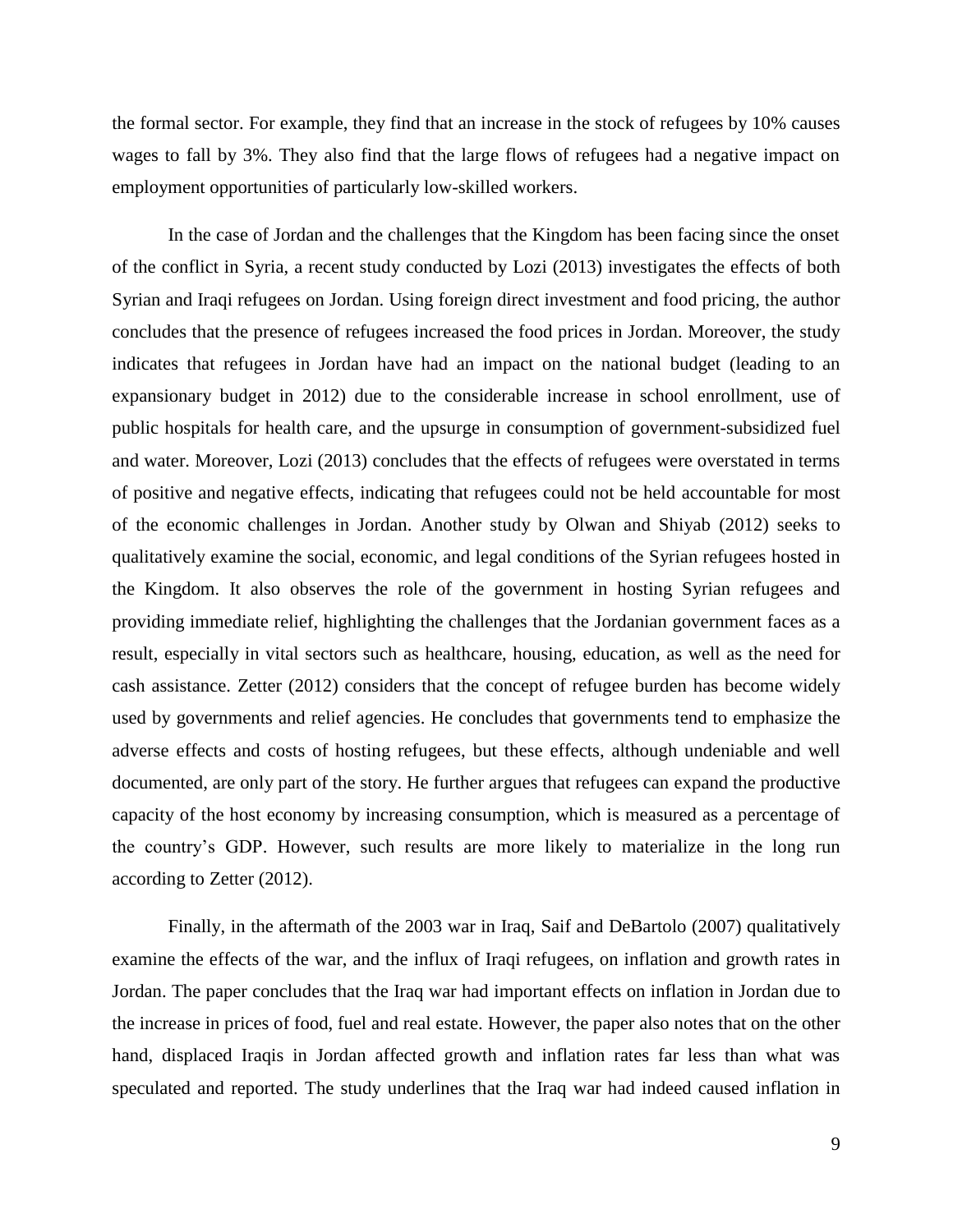the formal sector. For example, they find that an increase in the stock of refugees by 10% causes wages to fall by 3%. They also find that the large flows of refugees had a negative impact on employment opportunities of particularly low-skilled workers.

In the case of Jordan and the challenges that the Kingdom has been facing since the onset of the conflict in Syria, a recent study conducted by Lozi (2013) investigates the effects of both Syrian and Iraqi refugees on Jordan. Using foreign direct investment and food pricing, the author concludes that the presence of refugees increased the food prices in Jordan. Moreover, the study indicates that refugees in Jordan have had an impact on the national budget (leading to an expansionary budget in 2012) due to the considerable increase in school enrollment, use of public hospitals for health care, and the upsurge in consumption of government-subsidized fuel and water. Moreover, Lozi (2013) concludes that the effects of refugees were overstated in terms of positive and negative effects, indicating that refugees could not be held accountable for most of the economic challenges in Jordan. Another study by Olwan and Shiyab (2012) seeks to qualitatively examine the social, economic, and legal conditions of the Syrian refugees hosted in the Kingdom. It also observes the role of the government in hosting Syrian refugees and providing immediate relief, highlighting the challenges that the Jordanian government faces as a result, especially in vital sectors such as healthcare, housing, education, as well as the need for cash assistance. Zetter (2012) considers that the concept of refugee burden has become widely used by governments and relief agencies. He concludes that governments tend to emphasize the adverse effects and costs of hosting refugees, but these effects, although undeniable and well documented, are only part of the story. He further argues that refugees can expand the productive capacity of the host economy by increasing consumption, which is measured as a percentage of the country's GDP. However, such results are more likely to materialize in the long run according to Zetter (2012).

Finally, in the aftermath of the 2003 war in Iraq, Saif and DeBartolo (2007) qualitatively examine the effects of the war, and the influx of Iraqi refugees, on inflation and growth rates in Jordan. The paper concludes that the Iraq war had important effects on inflation in Jordan due to the increase in prices of food, fuel and real estate. However, the paper also notes that on the other hand, displaced Iraqis in Jordan affected growth and inflation rates far less than what was speculated and reported. The study underlines that the Iraq war had indeed caused inflation in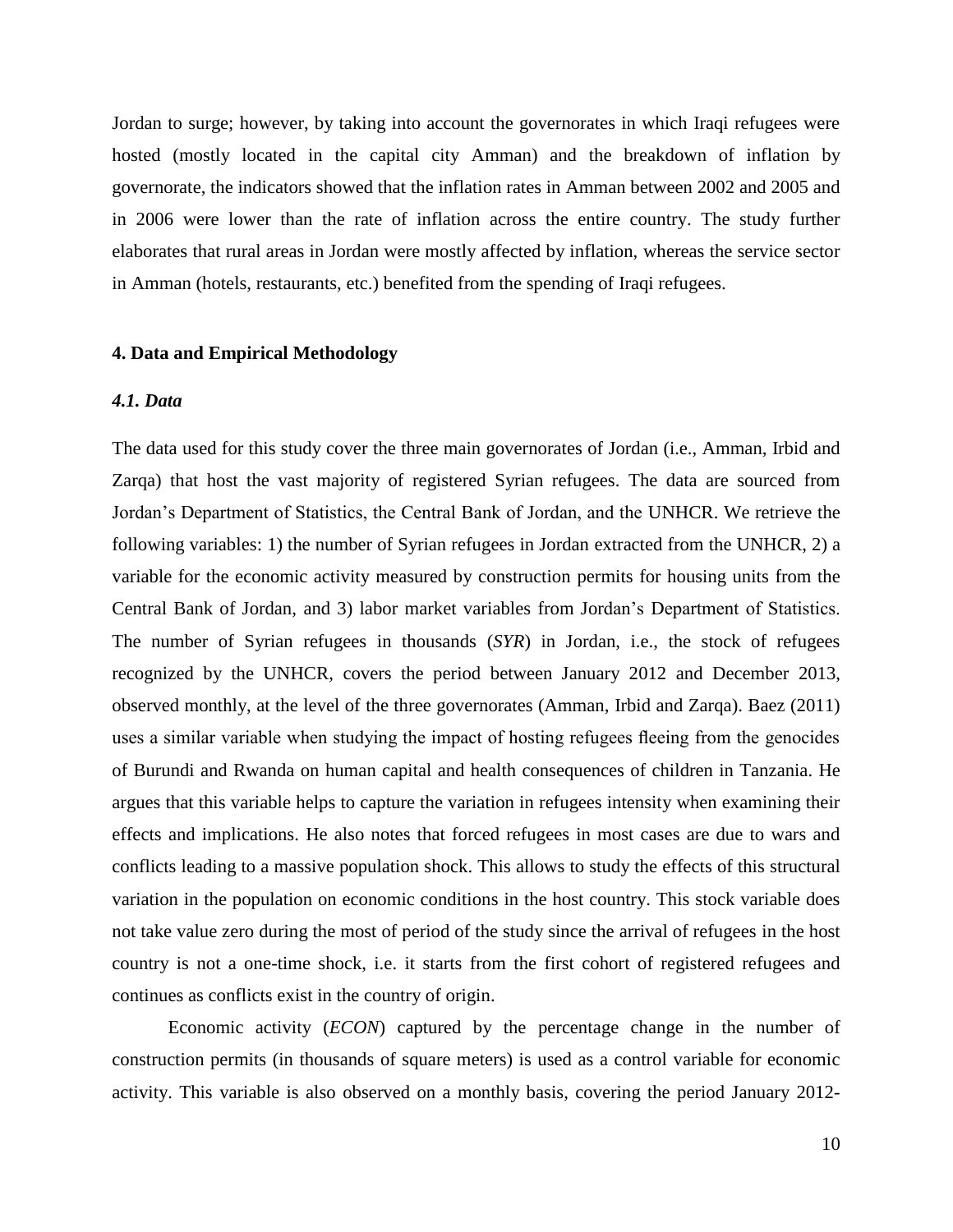Jordan to surge; however, by taking into account the governorates in which Iraqi refugees were hosted (mostly located in the capital city Amman) and the breakdown of inflation by governorate, the indicators showed that the inflation rates in Amman between 2002 and 2005 and in 2006 were lower than the rate of inflation across the entire country. The study further elaborates that rural areas in Jordan were mostly affected by inflation, whereas the service sector in Amman (hotels, restaurants, etc.) benefited from the spending of Iraqi refugees.

## 4. Data and Empirical Methodology

### *4.1. Data*

The data used for this study cover the three main governorates of Jordan (i.e., Amman, Irbid and Zarqa) that host the vast majority of registered Syrian refugees. The data are sourced from Jordan's Department of Statistics, the Central Bank of Jordan, and the UNHCR. We retrieve the following variables: 1) the number of Syrian refugees in Jordan extracted from the UNHCR, 2) a variable for the economic activity measured by construction permits for housing units from the Central Bank of Jordan, and 3) labor market variables from Jordan's Department of Statistics. The number of Syrian refugees in thousands (*SYR*) in Jordan, i.e., the stock of refugees recognized by the UNHCR, covers the period between January 2012 and December 2013, observed monthly, at the level of the three governorates (Amman, Irbid and Zarqa). Baez (2011) uses a similar variable when studying the impact of hosting refugees fleeing from the genocides of Burundi and Rwanda on human capital and health consequences of children in Tanzania. He argues that this variable helps to capture the variation in refugees intensity when examining their effects and implications. He also notes that forced refugees in most cases are due to wars and conflicts leading to a massive population shock. This allows to study the effects of this structural variation in the population on economic conditions in the host country. This stock variable does not take value zero during the most of period of the study since the arrival of refugees in the host country is not a one-time shock, i.e. it starts from the first cohort of registered refugees and continues as conflicts exist in the country of origin.

Economic activity (*ECON*) captured by the percentage change in the number of construction permits (in thousands of square meters) is used as a control variable for economic activity. This variable is also observed on a monthly basis, covering the period January 2012-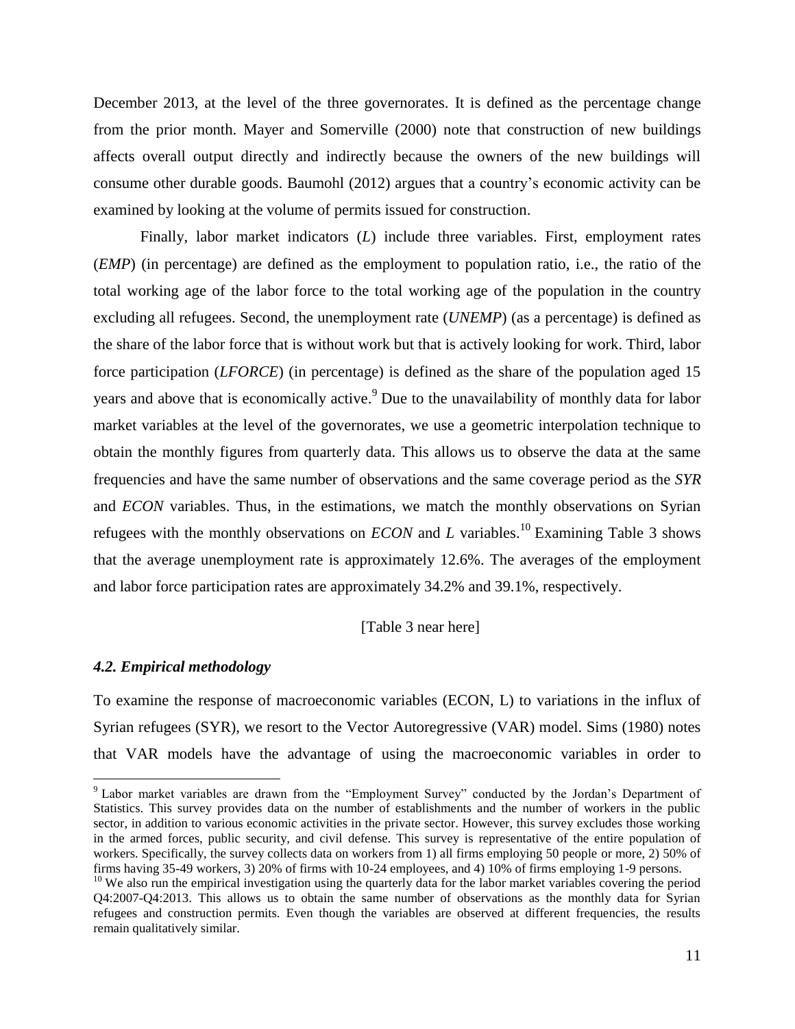December 2013, at the level of the three governorates. It is defined as the percentage change from the prior month. Mayer and Somerville (2000) note that construction of new buildings affects overall output directly and indirectly because the owners of the new buildings will consume other durable goods. Baumohl (2012) argues that a country's economic activity can be examined by looking at the volume of permits issued for construction.

Finally, labor market indicators (*L*) include three variables. First, employment rates (*EMP*) (in percentage) are defined as the employment to population ratio, i.e., the ratio of the total working age of the labor force to the total working age of the population in the country excluding all refugees. Second, the unemployment rate (*UNEMP*) (as a percentage) is defined as the share of the labor force that is without work but that is actively looking for work. Third, labor force participation (*LFORCE*) (in percentage) is defined as the share of the population aged 15 years and above that is economically active.[9] Due to the unavailability of monthly data for labor market variables at the level of the governorates, we use a geometric interpolation technique to obtain the monthly figures from quarterly data. This allows us to observe the data at the same frequencies and have the same number of observations and the same coverage period as the *SYR* and *ECON* variables. Thus, in the estimations, we match the monthly observations on Syrian refugees with the monthly observations on *ECON* and *L* variables.[10] Examining Table 3 shows that the average unemployment rate is approximately 12.6%. The averages of the employment and labor force participation rates are approximately 34.2% and 39.1%, respectively.

[Table 3 near here]

### *4.2. Empirical methodology*

To examine the response of macroeconomic variables (ECON, L) to variations in the influx of Syrian refugees (SYR), we resort to the Vector Autoregressive (VAR) model. Sims (1980) notes that VAR models have the advantage of using the macroeconomic variables in order to

---

[9] Labor market variables are drawn from the "Employment Survey" conducted by the Jordan's Department of Statistics. This survey provides data on the number of establishments and the number of workers in the public sector, in addition to various economic activities in the private sector. However, this survey excludes those working in the armed forces, public security, and civil defense. This survey is representative of the entire population of workers. Specifically, the survey collects data on workers from 1) all firms employing 50 people or more, 2) 50% of firms having 35-49 workers, 3) 20% of firms with 10-24 employees, and 4) 10% of firms employing 1-9 persons.

[10] We also run the empirical investigation using the quarterly data for the labor market variables covering the period Q4:2007-Q4:2013. This allows us to obtain the same number of observations as the monthly data for Syrian refugees and construction permits. Even though the variables are observed at different frequencies, the results remain qualitatively similar.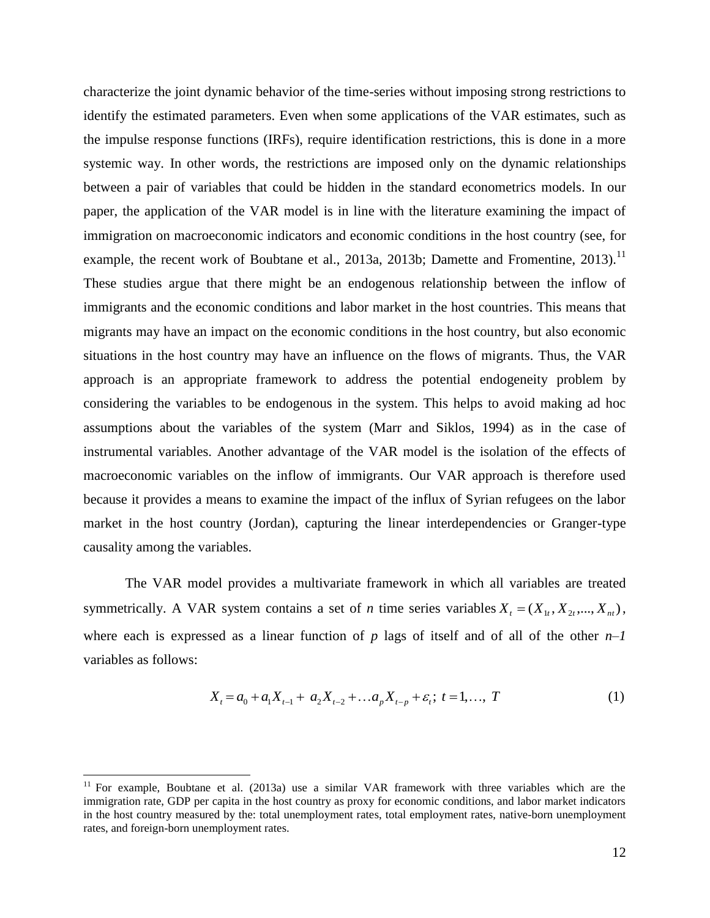characterize the joint dynamic behavior of the time-series without imposing strong restrictions to identify the estimated parameters. Even when some applications of the VAR estimates, such as the impulse response functions (IRFs), require identification restrictions, this is done in a more systemic way. In other words, the restrictions are imposed only on the dynamic relationships between a pair of variables that could be hidden in the standard econometrics models. In our paper, the application of the VAR model is in line with the literature examining the impact of immigration on macroeconomic indicators and economic conditions in the host country (see, for example, the recent work of Boubtane et al., 2013a, 2013b; Damette and Fromentine, 2013).[11] These studies argue that there might be an endogenous relationship between the inflow of immigrants and the economic conditions and labor market in the host countries. This means that migrants may have an impact on the economic conditions in the host country, but also economic situations in the host country may have an influence on the flows of migrants. Thus, the VAR approach is an appropriate framework to address the potential endogeneity problem by considering the variables to be endogenous in the system. This helps to avoid making ad hoc assumptions about the variables of the system (Marr and Siklos, 1994) as in the case of instrumental variables. Another advantage of the VAR model is the isolation of the effects of macroeconomic variables on the inflow of immigrants. Our VAR approach is therefore used because it provides a means to examine the impact of the influx of Syrian refugees on the labor market in the host country (Jordan), capturing the linear interdependencies or Granger-type causality among the variables.

The VAR model provides a multivariate framework in which all variables are treated symmetrically. A VAR system contains a set of *n* time series variables $X_t = (X_{1t}, X_{2t}, ..., X_{nt})$, where each is expressed as a linear function of *p* lags of itself and of all of the other $n$–$1$ variables as follows:

$$X_t = a_0 + a_1 X_{t-1} + a_2 X_{t-2} + \ldots a_p X_{t-p} + \varepsilon_t;\ t = 1, \ldots,\ T \tag{1}$$

[11] For example, Boubtane et al. (2013a) use a similar VAR framework with three variables which are the immigration rate, GDP per capita in the host country as proxy for economic conditions, and labor market indicators in the host country measured by the: total unemployment rates, total employment rates, native-born unemployment rates, and foreign-born unemployment rates.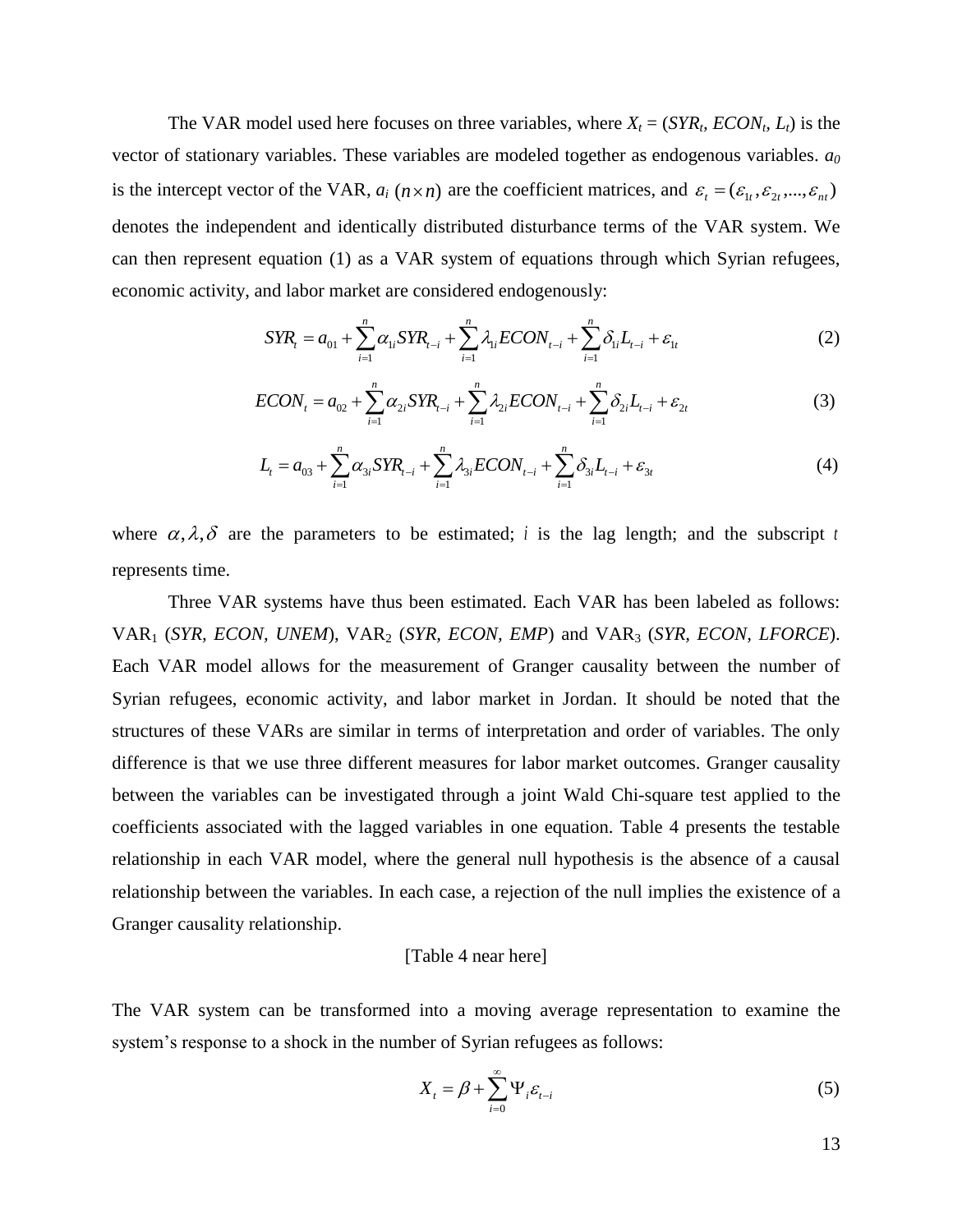The VAR model used here focuses on three variables, where $X_t = (SYR_t, ECON_t, L_t)$ is the vector of stationary variables. These variables are modeled together as endogenous variables. $a_0$ is the intercept vector of the VAR, $a_i$ $(n \times n)$ are the coefficient matrices, and $\varepsilon_t = (\varepsilon_{1t}, \varepsilon_{2t}, ..., \varepsilon_{nt})$ denotes the independent and identically distributed disturbance terms of the VAR system. We can then represent equation (1) as a VAR system of equations through which Syrian refugees, economic activity, and labor market are considered endogenously:

$$SYR_t = a_{01} + \sum_{i=1}^{n} \alpha_{1i} SYR_{t-i} + \sum_{i=1}^{n} \lambda_{1i} ECON_{t-i} + \sum_{i=1}^{n} \delta_{1i} L_{t-i} + \varepsilon_{1t} \tag{2}$$

$$ECON_t = a_{02} + \sum_{i=1}^{n} \alpha_{2i} SYR_{t-i} + \sum_{i=1}^{n} \lambda_{2i} ECON_{t-i} + \sum_{i=1}^{n} \delta_{2i} L_{t-i} + \varepsilon_{2t} \tag{3}$$

$$L_t = a_{03} + \sum_{i=1}^{n} \alpha_{3i} SYR_{t-i} + \sum_{i=1}^{n} \lambda_{3i} ECON_{t-i} + \sum_{i=1}^{n} \delta_{3i} L_{t-i} + \varepsilon_{3t} \tag{4}$$

where $\alpha, \lambda, \delta$ are the parameters to be estimated; $i$ is the lag length; and the subscript $t$ represents time.

Three VAR systems have thus been estimated. Each VAR has been labeled as follows: $VAR_1$ (*SYR*, *ECON*, *UNEM*), $VAR_2$ (*SYR*, *ECON*, *EMP*) and $VAR_3$ (*SYR*, *ECON*, *LFORCE*). Each VAR model allows for the measurement of Granger causality between the number of Syrian refugees, economic activity, and labor market in Jordan. It should be noted that the structures of these VARs are similar in terms of interpretation and order of variables. The only difference is that we use three different measures for labor market outcomes. Granger causality between the variables can be investigated through a joint Wald Chi-square test applied to the coefficients associated with the lagged variables in one equation. Table 4 presents the testable relationship in each VAR model, where the general null hypothesis is the absence of a causal relationship between the variables. In each case, a rejection of the null implies the existence of a Granger causality relationship.

[Table 4 near here]

The VAR system can be transformed into a moving average representation to examine the system's response to a shock in the number of Syrian refugees as follows:

$$X_t = \beta + \sum_{i=0}^{\infty} \Psi_i \varepsilon_{t-i} \tag{5}$$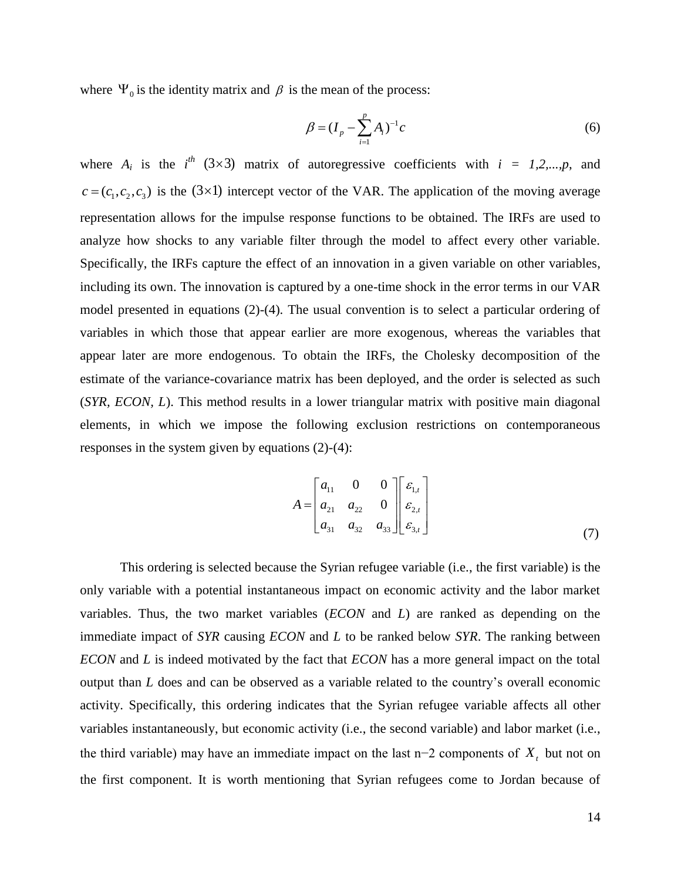where $\Psi_0$ is the identity matrix and $\beta$ is the mean of the process:

$$\beta = (I_p - \sum_{i=1}^{p} A_i)^{-1} c \tag{6}$$

where $A_i$ is the $i^{th}$ $(3\times3)$ matrix of autoregressive coefficients with $i = 1,2,...,p$, and $c = (c_1, c_2, c_3)$ is the $(3\times1)$ intercept vector of the VAR. The application of the moving average representation allows for the impulse response functions to be obtained. The IRFs are used to analyze how shocks to any variable filter through the model to affect every other variable. Specifically, the IRFs capture the effect of an innovation in a given variable on other variables, including its own. The innovation is captured by a one-time shock in the error terms in our VAR model presented in equations (2)-(4). The usual convention is to select a particular ordering of variables in which those that appear earlier are more exogenous, whereas the variables that appear later are more endogenous. To obtain the IRFs, the Cholesky decomposition of the estimate of the variance-covariance matrix has been deployed, and the order is selected as such (*SYR, ECON, L*). This method results in a lower triangular matrix with positive main diagonal elements, in which we impose the following exclusion restrictions on contemporaneous responses in the system given by equations (2)-(4):

$$A = \begin{bmatrix} a_{11} & 0 & 0 \\ a_{21} & a_{22} & 0 \\ a_{31} & a_{32} & a_{33} \end{bmatrix} \begin{bmatrix} \varepsilon_{1,t} \\ \varepsilon_{2,t} \\ \varepsilon_{3,t} \end{bmatrix} \tag{7}$$

This ordering is selected because the Syrian refugee variable (i.e., the first variable) is the only variable with a potential instantaneous impact on economic activity and the labor market variables. Thus, the two market variables (*ECON* and *L*) are ranked as depending on the immediate impact of *SYR* causing *ECON* and *L* to be ranked below *SYR*. The ranking between *ECON* and *L* is indeed motivated by the fact that *ECON* has a more general impact on the total output than *L* does and can be observed as a variable related to the country's overall economic activity. Specifically, this ordering indicates that the Syrian refugee variable affects all other variables instantaneously, but economic activity (i.e., the second variable) and labor market (i.e., the third variable) may have an immediate impact on the last n−2 components of $X_t$ but not on the first component. It is worth mentioning that Syrian refugees come to Jordan because of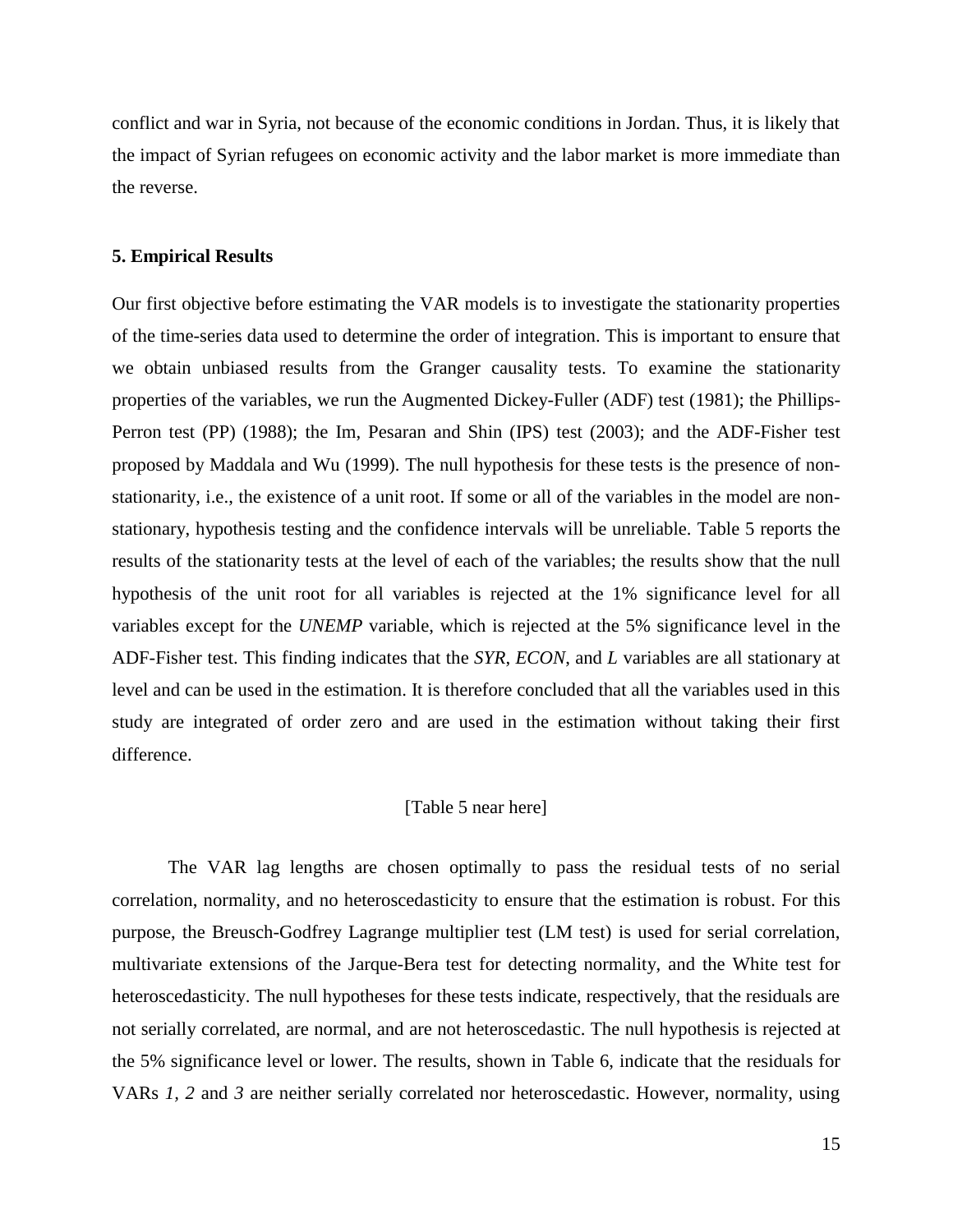conflict and war in Syria, not because of the economic conditions in Jordan. Thus, it is likely that the impact of Syrian refugees on economic activity and the labor market is more immediate than the reverse.

## 5. Empirical Results

Our first objective before estimating the VAR models is to investigate the stationarity properties of the time-series data used to determine the order of integration. This is important to ensure that we obtain unbiased results from the Granger causality tests. To examine the stationarity properties of the variables, we run the Augmented Dickey-Fuller (ADF) test (1981); the Phillips-Perron test (PP) (1988); the Im, Pesaran and Shin (IPS) test (2003); and the ADF-Fisher test proposed by Maddala and Wu (1999). The null hypothesis for these tests is the presence of non-stationarity, i.e., the existence of a unit root. If some or all of the variables in the model are non-stationary, hypothesis testing and the confidence intervals will be unreliable. Table 5 reports the results of the stationarity tests at the level of each of the variables; the results show that the null hypothesis of the unit root for all variables is rejected at the 1% significance level for all variables except for the *UNEMP* variable, which is rejected at the 5% significance level in the ADF-Fisher test. This finding indicates that the *SYR*, *ECON*, and *L* variables are all stationary at level and can be used in the estimation. It is therefore concluded that all the variables used in this study are integrated of order zero and are used in the estimation without taking their first difference.

[Table 5 near here]

The VAR lag lengths are chosen optimally to pass the residual tests of no serial correlation, normality, and no heteroscedasticity to ensure that the estimation is robust. For this purpose, the Breusch-Godfrey Lagrange multiplier test (LM test) is used for serial correlation, multivariate extensions of the Jarque-Bera test for detecting normality, and the White test for heteroscedasticity. The null hypotheses for these tests indicate, respectively, that the residuals are not serially correlated, are normal, and are not heteroscedastic. The null hypothesis is rejected at the 5% significance level or lower. The results, shown in Table 6, indicate that the residuals for VARs *1, 2* and *3* are neither serially correlated nor heteroscedastic. However, normality, using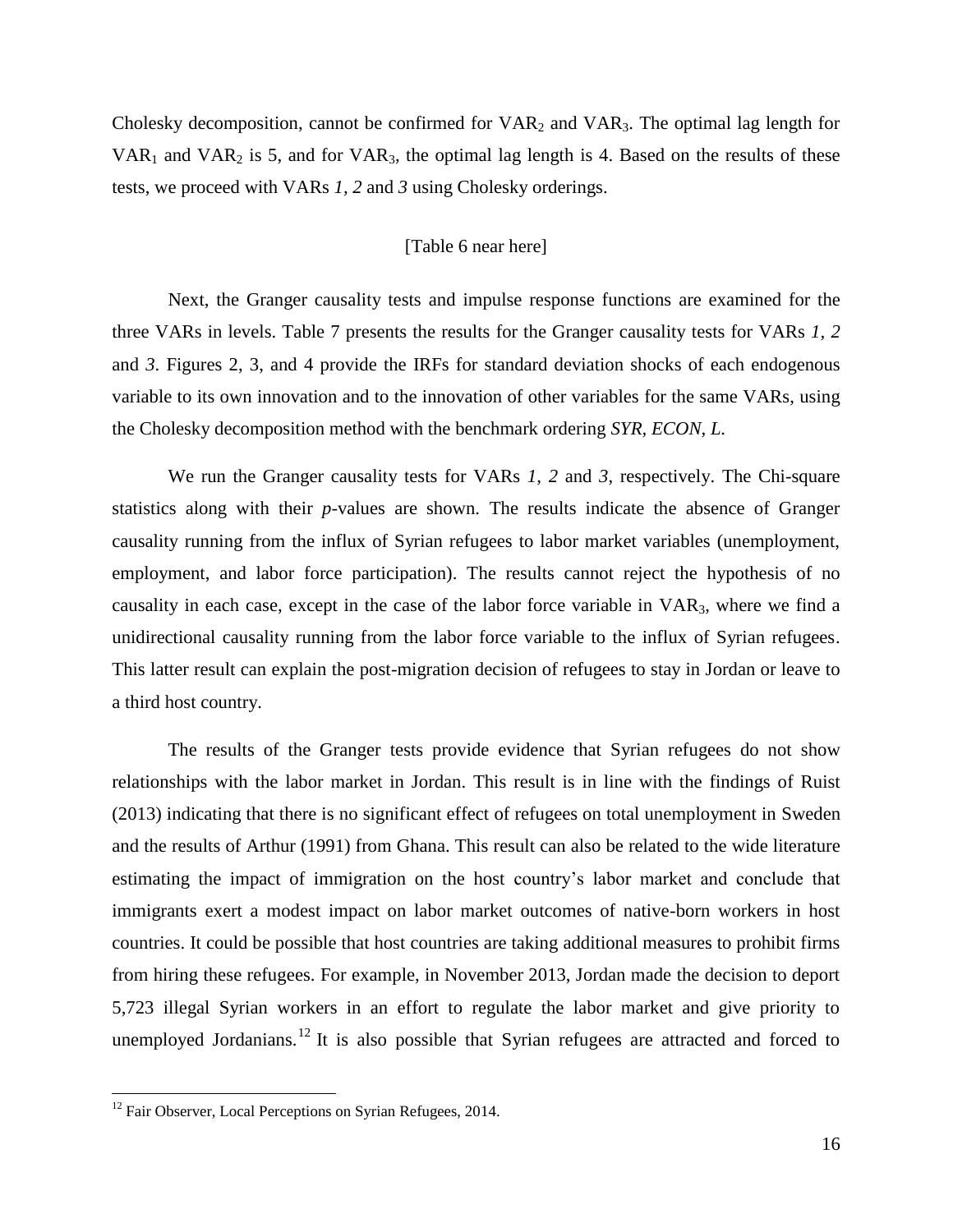Cholesky decomposition, cannot be confirmed for $VAR_2$ and $VAR_3$. The optimal lag length for $VAR_1$ and $VAR_2$ is 5, and for $VAR_3$, the optimal lag length is 4. Based on the results of these tests, we proceed with VARs *1, 2* and *3* using Cholesky orderings.

[Table 6 near here]

Next, the Granger causality tests and impulse response functions are examined for the three VARs in levels. Table 7 presents the results for the Granger causality tests for VARs *1, 2* and *3*. Figures 2, 3, and 4 provide the IRFs for standard deviation shocks of each endogenous variable to its own innovation and to the innovation of other variables for the same VARs, using the Cholesky decomposition method with the benchmark ordering *SYR, ECON, L.*

We run the Granger causality tests for VARs *1, 2* and *3*, respectively. The Chi-square statistics along with their *p*-values are shown. The results indicate the absence of Granger causality running from the influx of Syrian refugees to labor market variables (unemployment, employment, and labor force participation). The results cannot reject the hypothesis of no causality in each case, except in the case of the labor force variable in $VAR_3$, where we find a unidirectional causality running from the labor force variable to the influx of Syrian refugees. This latter result can explain the post-migration decision of refugees to stay in Jordan or leave to a third host country.

The results of the Granger tests provide evidence that Syrian refugees do not show relationships with the labor market in Jordan. This result is in line with the findings of Ruist (2013) indicating that there is no significant effect of refugees on total unemployment in Sweden and the results of Arthur (1991) from Ghana. This result can also be related to the wide literature estimating the impact of immigration on the host country's labor market and conclude that immigrants exert a modest impact on labor market outcomes of native-born workers in host countries. It could be possible that host countries are taking additional measures to prohibit firms from hiring these refugees. For example, in November 2013, Jordan made the decision to deport 5,723 illegal Syrian workers in an effort to regulate the labor market and give priority to unemployed Jordanians.[12] It is also possible that Syrian refugees are attracted and forced to

[12] Fair Observer, Local Perceptions on Syrian Refugees, 2014.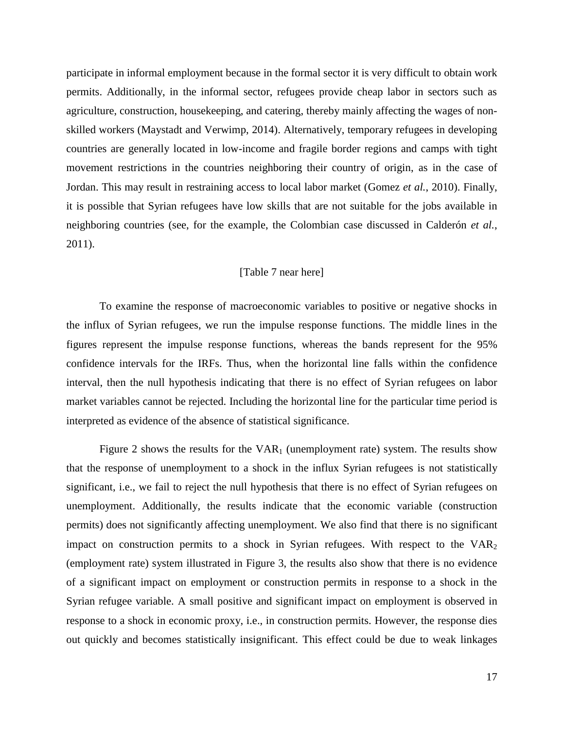participate in informal employment because in the formal sector it is very difficult to obtain work permits. Additionally, in the informal sector, refugees provide cheap labor in sectors such as agriculture, construction, housekeeping, and catering, thereby mainly affecting the wages of non-skilled workers (Maystadt and Verwimp, 2014). Alternatively, temporary refugees in developing countries are generally located in low-income and fragile border regions and camps with tight movement restrictions in the countries neighboring their country of origin, as in the case of Jordan. This may result in restraining access to local labor market (Gomez *et al.*, 2010). Finally, it is possible that Syrian refugees have low skills that are not suitable for the jobs available in neighboring countries (see, for the example, the Colombian case discussed in Calderón *et al.*, 2011).

[Table 7 near here]

To examine the response of macroeconomic variables to positive or negative shocks in the influx of Syrian refugees, we run the impulse response functions. The middle lines in the figures represent the impulse response functions, whereas the bands represent for the 95% confidence intervals for the IRFs. Thus, when the horizontal line falls within the confidence interval, then the null hypothesis indicating that there is no effect of Syrian refugees on labor market variables cannot be rejected. Including the horizontal line for the particular time period is interpreted as evidence of the absence of statistical significance.

Figure 2 shows the results for the $VAR_1$ (unemployment rate) system. The results show that the response of unemployment to a shock in the influx Syrian refugees is not statistically significant, i.e., we fail to reject the null hypothesis that there is no effect of Syrian refugees on unemployment. Additionally, the results indicate that the economic variable (construction permits) does not significantly affecting unemployment. We also find that there is no significant impact on construction permits to a shock in Syrian refugees. With respect to the $VAR_2$ (employment rate) system illustrated in Figure 3, the results also show that there is no evidence of a significant impact on employment or construction permits in response to a shock in the Syrian refugee variable. A small positive and significant impact on employment is observed in response to a shock in economic proxy, i.e., in construction permits. However, the response dies out quickly and becomes statistically insignificant. This effect could be due to weak linkages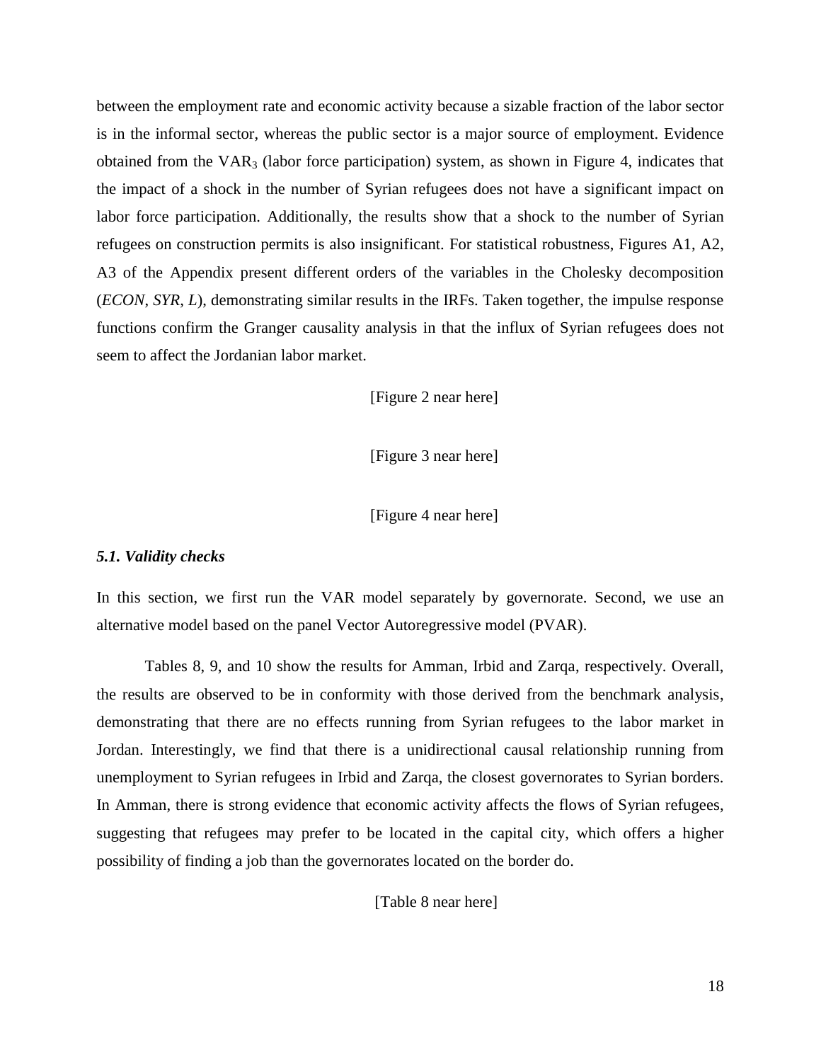between the employment rate and economic activity because a sizable fraction of the labor sector is in the informal sector, whereas the public sector is a major source of employment. Evidence obtained from the $VAR_3$ (labor force participation) system, as shown in Figure 4, indicates that the impact of a shock in the number of Syrian refugees does not have a significant impact on labor force participation. Additionally, the results show that a shock to the number of Syrian refugees on construction permits is also insignificant. For statistical robustness, Figures A1, A2, A3 of the Appendix present different orders of the variables in the Cholesky decomposition (*ECON*, *SYR*, *L*), demonstrating similar results in the IRFs. Taken together, the impulse response functions confirm the Granger causality analysis in that the influx of Syrian refugees does not seem to affect the Jordanian labor market.

[Figure 2 near here]

[Figure 3 near here]

[Figure 4 near here]

### *5.1. Validity checks*

In this section, we first run the VAR model separately by governorate. Second, we use an alternative model based on the panel Vector Autoregressive model (PVAR).

Tables 8, 9, and 10 show the results for Amman, Irbid and Zarqa, respectively. Overall, the results are observed to be in conformity with those derived from the benchmark analysis, demonstrating that there are no effects running from Syrian refugees to the labor market in Jordan. Interestingly, we find that there is a unidirectional causal relationship running from unemployment to Syrian refugees in Irbid and Zarqa, the closest governorates to Syrian borders. In Amman, there is strong evidence that economic activity affects the flows of Syrian refugees, suggesting that refugees may prefer to be located in the capital city, which offers a higher possibility of finding a job than the governorates located on the border do.

[Table 8 near here]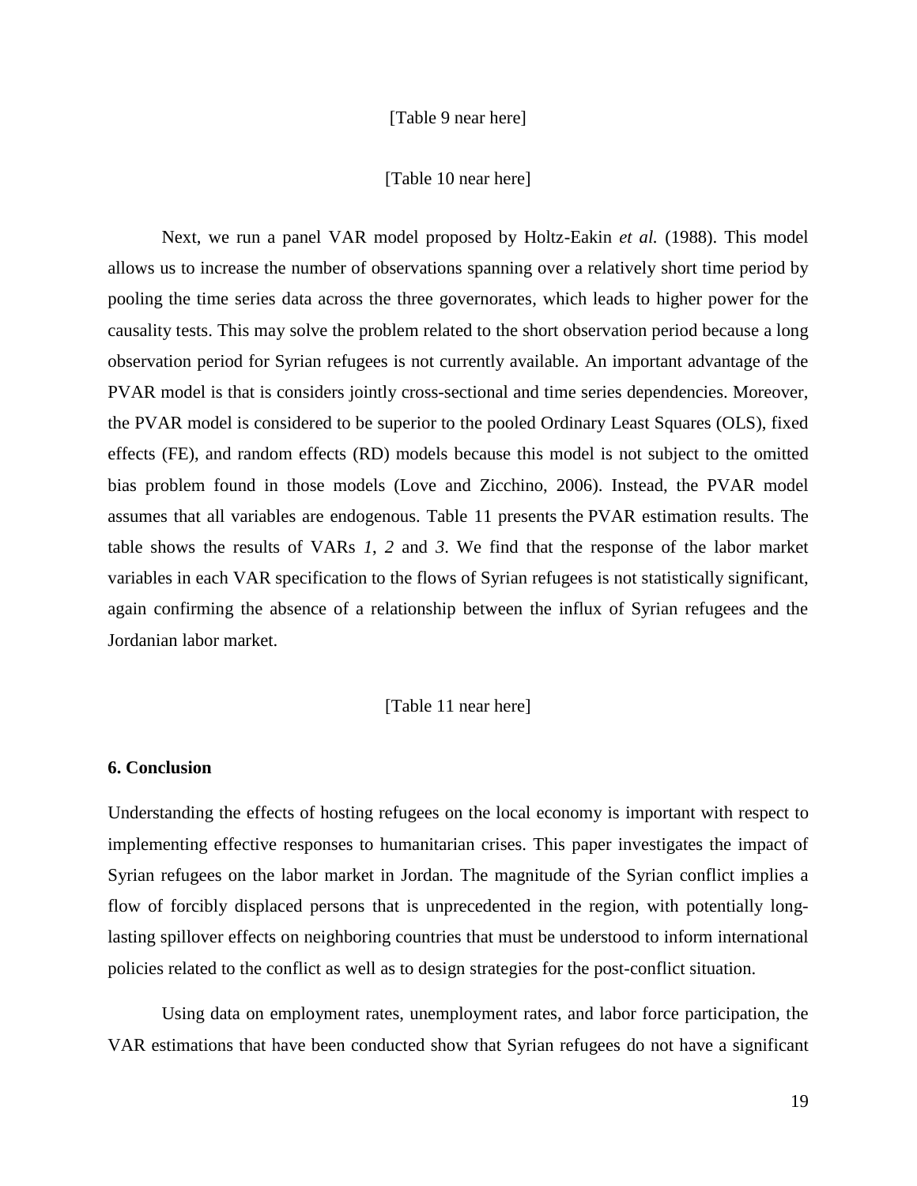[Table 9 near here]

[Table 10 near here]

Next, we run a panel VAR model proposed by Holtz-Eakin *et al.* (1988). This model allows us to increase the number of observations spanning over a relatively short time period by pooling the time series data across the three governorates, which leads to higher power for the causality tests. This may solve the problem related to the short observation period because a long observation period for Syrian refugees is not currently available. An important advantage of the PVAR model is that is considers jointly cross-sectional and time series dependencies. Moreover, the PVAR model is considered to be superior to the pooled Ordinary Least Squares (OLS), fixed effects (FE), and random effects (RD) models because this model is not subject to the omitted bias problem found in those models (Love and Zicchino, 2006). Instead, the PVAR model assumes that all variables are endogenous. Table 11 presents the PVAR estimation results. The table shows the results of VARs *1*, *2* and *3*. We find that the response of the labor market variables in each VAR specification to the flows of Syrian refugees is not statistically significant, again confirming the absence of a relationship between the influx of Syrian refugees and the Jordanian labor market.

[Table 11 near here]

## 6. Conclusion

Understanding the effects of hosting refugees on the local economy is important with respect to implementing effective responses to humanitarian crises. This paper investigates the impact of Syrian refugees on the labor market in Jordan. The magnitude of the Syrian conflict implies a flow of forcibly displaced persons that is unprecedented in the region, with potentially long-lasting spillover effects on neighboring countries that must be understood to inform international policies related to the conflict as well as to design strategies for the post-conflict situation.

Using data on employment rates, unemployment rates, and labor force participation, the VAR estimations that have been conducted show that Syrian refugees do not have a significant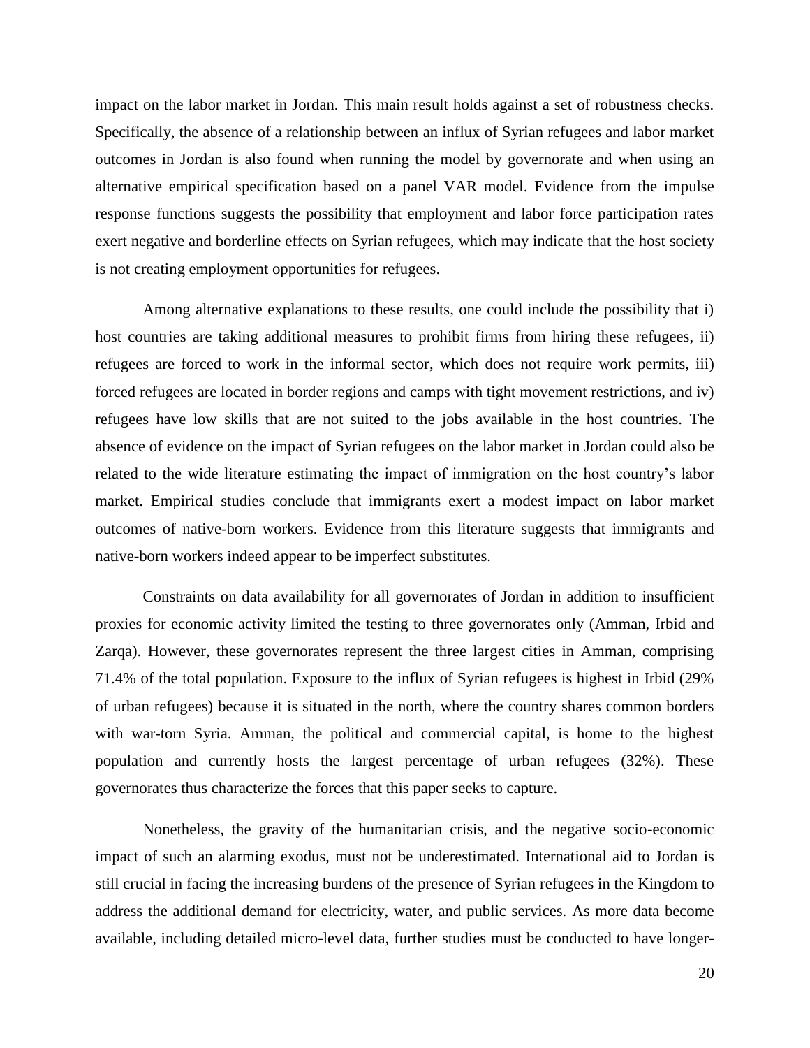impact on the labor market in Jordan. This main result holds against a set of robustness checks. Specifically, the absence of a relationship between an influx of Syrian refugees and labor market outcomes in Jordan is also found when running the model by governorate and when using an alternative empirical specification based on a panel VAR model. Evidence from the impulse response functions suggests the possibility that employment and labor force participation rates exert negative and borderline effects on Syrian refugees, which may indicate that the host society is not creating employment opportunities for refugees.

Among alternative explanations to these results, one could include the possibility that i) host countries are taking additional measures to prohibit firms from hiring these refugees, ii) refugees are forced to work in the informal sector, which does not require work permits, iii) forced refugees are located in border regions and camps with tight movement restrictions, and iv) refugees have low skills that are not suited to the jobs available in the host countries. The absence of evidence on the impact of Syrian refugees on the labor market in Jordan could also be related to the wide literature estimating the impact of immigration on the host country's labor market. Empirical studies conclude that immigrants exert a modest impact on labor market outcomes of native-born workers. Evidence from this literature suggests that immigrants and native-born workers indeed appear to be imperfect substitutes.

Constraints on data availability for all governorates of Jordan in addition to insufficient proxies for economic activity limited the testing to three governorates only (Amman, Irbid and Zarqa). However, these governorates represent the three largest cities in Amman, comprising 71.4% of the total population. Exposure to the influx of Syrian refugees is highest in Irbid (29% of urban refugees) because it is situated in the north, where the country shares common borders with war-torn Syria. Amman, the political and commercial capital, is home to the highest population and currently hosts the largest percentage of urban refugees (32%). These governorates thus characterize the forces that this paper seeks to capture.

Nonetheless, the gravity of the humanitarian crisis, and the negative socio-economic impact of such an alarming exodus, must not be underestimated. International aid to Jordan is still crucial in facing the increasing burdens of the presence of Syrian refugees in the Kingdom to address the additional demand for electricity, water, and public services. As more data become available, including detailed micro-level data, further studies must be conducted to have longer-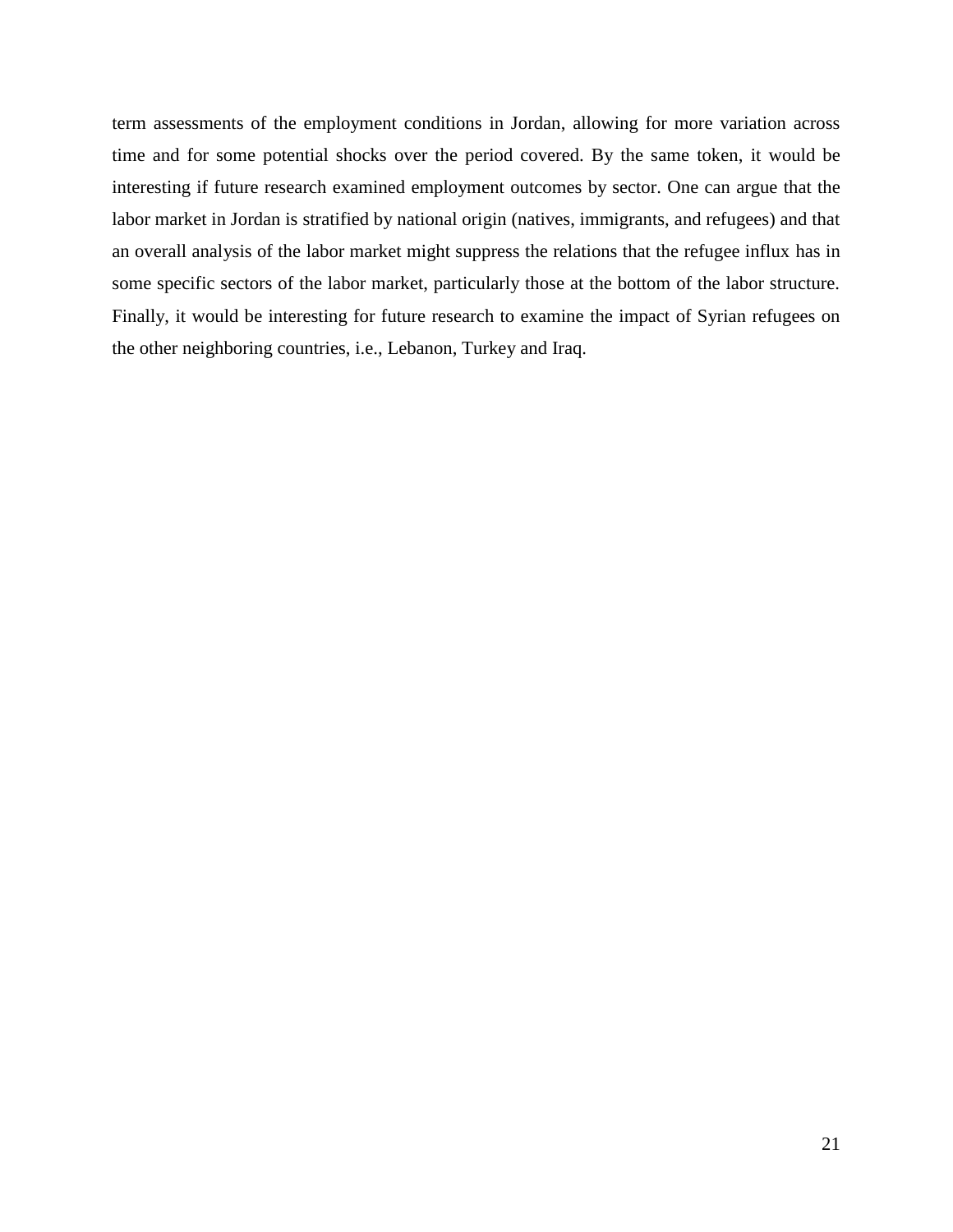term assessments of the employment conditions in Jordan, allowing for more variation across time and for some potential shocks over the period covered. By the same token, it would be interesting if future research examined employment outcomes by sector. One can argue that the labor market in Jordan is stratified by national origin (natives, immigrants, and refugees) and that an overall analysis of the labor market might suppress the relations that the refugee influx has in some specific sectors of the labor market, particularly those at the bottom of the labor structure. Finally, it would be interesting for future research to examine the impact of Syrian refugees on the other neighboring countries, i.e., Lebanon, Turkey and Iraq.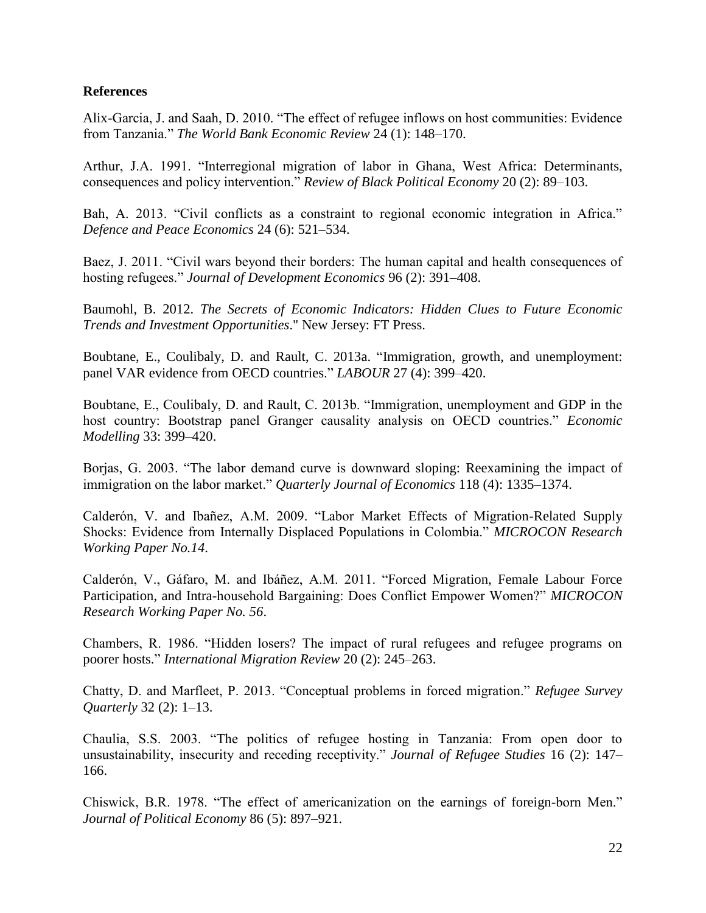**References**

Alix-Garcia, J. and Saah, D. 2010. “The effect of refugee inflows on host communities: Evidence from Tanzania.” *The World Bank Economic Review* 24 (1): 148–170.

Arthur, J.A. 1991. “Interregional migration of labor in Ghana, West Africa: Determinants, consequences and policy intervention.” *Review of Black Political Economy* 20 (2): 89–103.

Bah, A. 2013. “Civil conflicts as a constraint to regional economic integration in Africa.” *Defence and Peace Economics* 24 (6): 521–534.

Baez, J. 2011. “Civil wars beyond their borders: The human capital and health consequences of hosting refugees.” *Journal of Development Economics* 96 (2): 391–408.

Baumohl, B. 2012. *The Secrets of Economic Indicators: Hidden Clues to Future Economic Trends and Investment Opportunities*." New Jersey: FT Press.

Boubtane, E., Coulibaly, D. and Rault, C. 2013a. “Immigration, growth, and unemployment: panel VAR evidence from OECD countries.” *LABOUR* 27 (4): 399–420.

Boubtane, E., Coulibaly, D. and Rault, C. 2013b. “Immigration, unemployment and GDP in the host country: Bootstrap panel Granger causality analysis on OECD countries.” *Economic Modelling* 33: 399–420.

Borjas, G. 2003. “The labor demand curve is downward sloping: Reexamining the impact of immigration on the labor market.” *Quarterly Journal of Economics* 118 (4): 1335–1374.

Calderón, V. and Ibañez, A.M. 2009. “Labor Market Effects of Migration-Related Supply Shocks: Evidence from Internally Displaced Populations in Colombia.” *MICROCON Research Working Paper No.14*.

Calderón, V., Gáfaro, M. and Ibáñez, A.M. 2011. “Forced Migration, Female Labour Force Participation, and Intra-household Bargaining: Does Conflict Empower Women?” *MICROCON Research Working Paper No. 56*.

Chambers, R. 1986. “Hidden losers? The impact of rural refugees and refugee programs on poorer hosts.” *International Migration Review* 20 (2): 245–263.

Chatty, D. and Marfleet, P. 2013. “Conceptual problems in forced migration.” *Refugee Survey Quarterly* 32 (2): 1–13.

Chaulia, S.S. 2003. “The politics of refugee hosting in Tanzania: From open door to unsustainability, insecurity and receding receptivity.” *Journal of Refugee Studies* 16 (2): 147–166.

Chiswick, B.R. 1978. “The effect of americanization on the earnings of foreign-born Men.” *Journal of Political Economy* 86 (5): 897–921.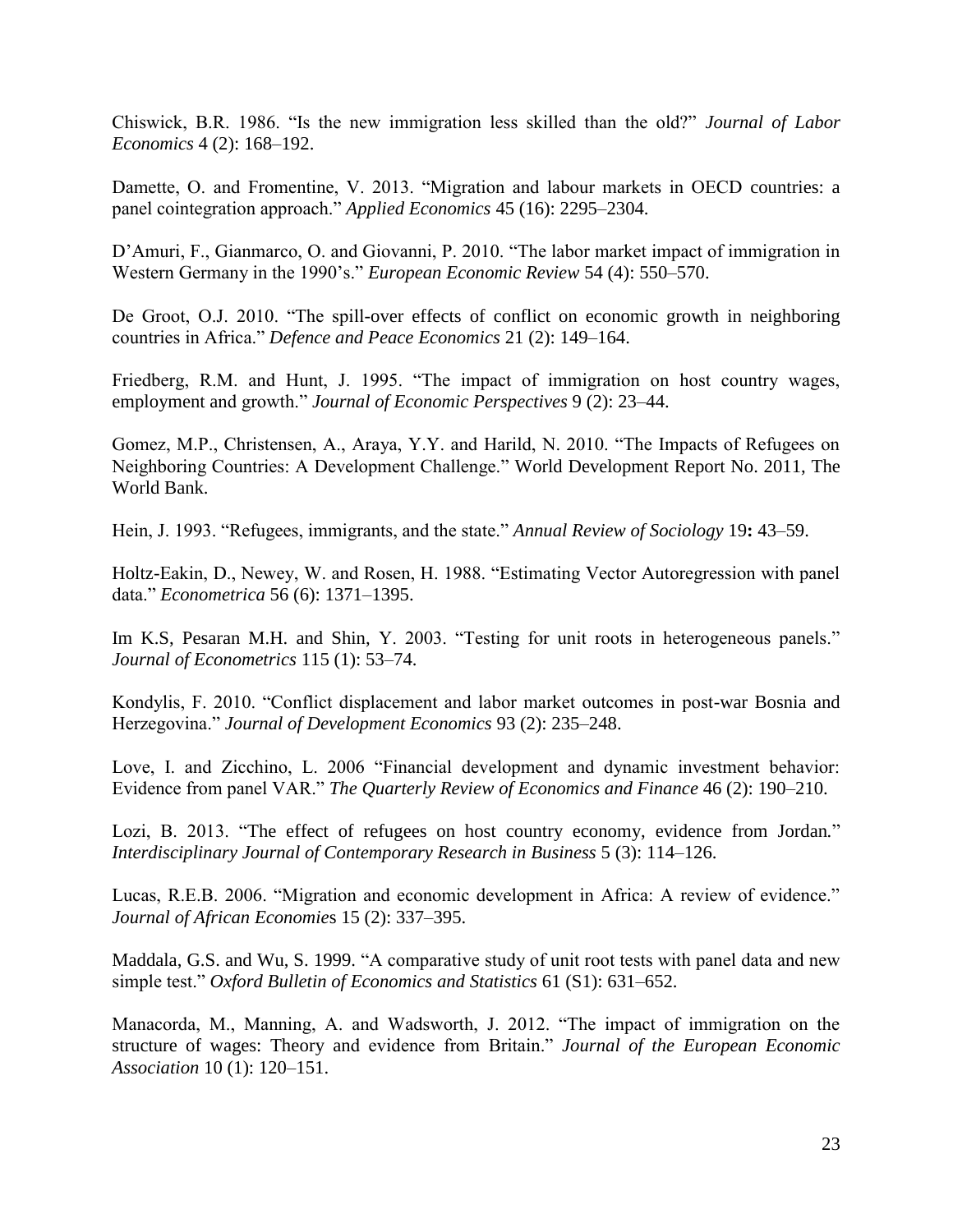Chiswick, B.R. 1986. "Is the new immigration less skilled than the old?" *Journal of Labor Economics* 4 (2): 168–192.

Damette, O. and Fromentine, V. 2013. "Migration and labour markets in OECD countries: a panel cointegration approach." *Applied Economics* 45 (16): 2295–2304.

D'Amuri, F., Gianmarco, O. and Giovanni, P. 2010. "The labor market impact of immigration in Western Germany in the 1990's." *European Economic Review* 54 (4): 550–570.

De Groot, O.J. 2010. "The spill-over effects of conflict on economic growth in neighboring countries in Africa." *Defence and Peace Economics* 21 (2): 149–164.

Friedberg, R.M. and Hunt, J. 1995. "The impact of immigration on host country wages, employment and growth." *Journal of Economic Perspectives* 9 (2): 23–44.

Gomez, M.P., Christensen, A., Araya, Y.Y. and Harild, N. 2010. "The Impacts of Refugees on Neighboring Countries: A Development Challenge." World Development Report No. 2011, The World Bank.

Hein, J. 1993. "Refugees, immigrants, and the state." *Annual Review of Sociology* 19**:** 43–59.

Holtz-Eakin, D., Newey, W. and Rosen, H. 1988. "Estimating Vector Autoregression with panel data." *Econometrica* 56 (6): 1371–1395.

Im K.S, Pesaran M.H. and Shin, Y. 2003. "Testing for unit roots in heterogeneous panels." *Journal of Econometrics* 115 (1): 53–74.

Kondylis, F. 2010. "Conflict displacement and labor market outcomes in post-war Bosnia and Herzegovina." *Journal of Development Economics* 93 (2): 235–248.

Love, I. and Zicchino, L. 2006 "Financial development and dynamic investment behavior: Evidence from panel VAR." *The Quarterly Review of Economics and Finance* 46 (2): 190–210.

Lozi, B. 2013. "The effect of refugees on host country economy, evidence from Jordan." *Interdisciplinary Journal of Contemporary Research in Business* 5 (3): 114–126.

Lucas, R.E.B. 2006. "Migration and economic development in Africa: A review of evidence." *Journal of African Economies* 15 (2): 337–395.

Maddala, G.S. and Wu, S. 1999. "A comparative study of unit root tests with panel data and new simple test." *Oxford Bulletin of Economics and Statistics* 61 (S1): 631–652.

Manacorda, M., Manning, A. and Wadsworth, J. 2012. "The impact of immigration on the structure of wages: Theory and evidence from Britain." *Journal of the European Economic Association* 10 (1): 120–151.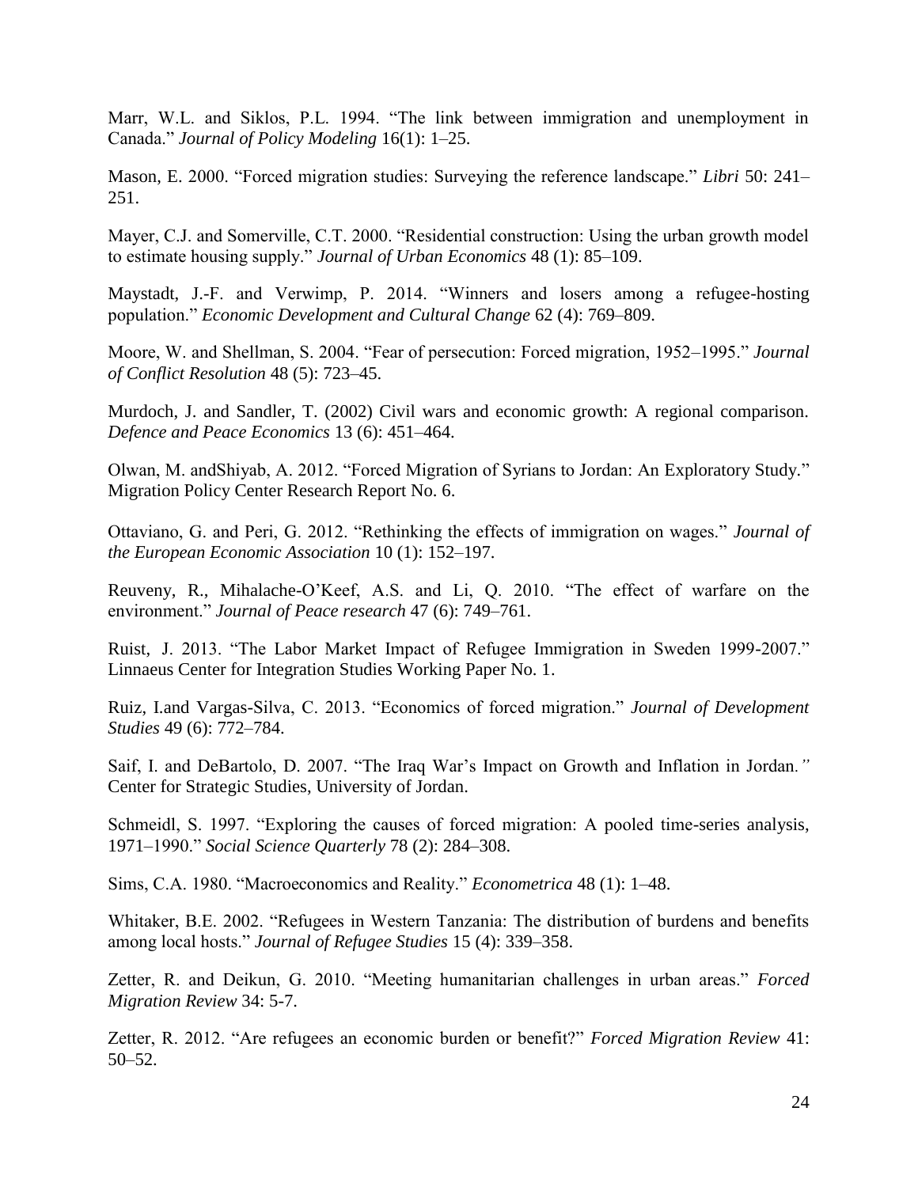Marr, W.L. and Siklos, P.L. 1994. "The link between immigration and unemployment in Canada." *Journal of Policy Modeling* 16(1): 1–25.

Mason, E. 2000. "Forced migration studies: Surveying the reference landscape." *Libri* 50: 241–251.

Mayer, C.J. and Somerville, C.T. 2000. "Residential construction: Using the urban growth model to estimate housing supply." *Journal of Urban Economics* 48 (1): 85–109.

Maystadt, J.-F. and Verwimp, P. 2014. "Winners and losers among a refugee-hosting population." *Economic Development and Cultural Change* 62 (4): 769–809.

Moore, W. and Shellman, S. 2004. "Fear of persecution: Forced migration, 1952–1995." *Journal of Conflict Resolution* 48 (5): 723–45.

Murdoch, J. and Sandler, T. (2002) Civil wars and economic growth: A regional comparison. *Defence and Peace Economics* 13 (6): 451–464.

Olwan, M. andShiyab, A. 2012. "Forced Migration of Syrians to Jordan: An Exploratory Study." Migration Policy Center Research Report No. 6.

Ottaviano, G. and Peri, G. 2012. "Rethinking the effects of immigration on wages." *Journal of the European Economic Association* 10 (1): 152–197.

Reuveny, R., Mihalache-O'Keef, A.S. and Li, Q. 2010. "The effect of warfare on the environment." *Journal of Peace research* 47 (6): 749–761.

Ruist, J. 2013. "The Labor Market Impact of Refugee Immigration in Sweden 1999-2007." Linnaeus Center for Integration Studies Working Paper No. 1.

Ruiz, I.and Vargas-Silva, C. 2013. "Economics of forced migration." *Journal of Development Studies* 49 (6): 772–784.

Saif, I. and DeBartolo, D. 2007. "The Iraq War's Impact on Growth and Inflation in Jordan." Center for Strategic Studies, University of Jordan.

Schmeidl, S. 1997. "Exploring the causes of forced migration: A pooled time-series analysis, 1971–1990." *Social Science Quarterly* 78 (2): 284–308.

Sims, C.A. 1980. "Macroeconomics and Reality." *Econometrica* 48 (1): 1–48.

Whitaker, B.E. 2002. "Refugees in Western Tanzania: The distribution of burdens and benefits among local hosts." *Journal of Refugee Studies* 15 (4): 339–358.

Zetter, R. and Deikun, G. 2010. "Meeting humanitarian challenges in urban areas." *Forced Migration Review* 34: 5-7.

Zetter, R. 2012. "Are refugees an economic burden or benefit?" *Forced Migration Review* 41: 50–52.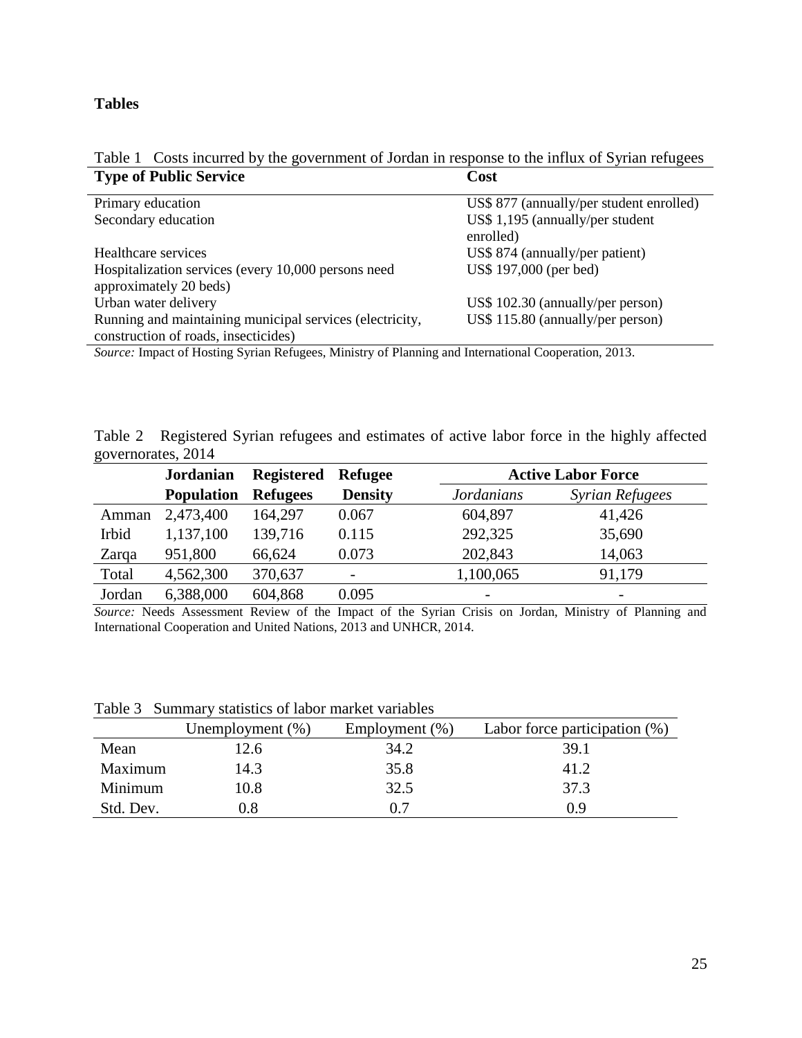**Tables**

Table 1 Costs incurred by the government of Jordan in response to the influx of Syrian refugees

| Type of Public Service | Cost |
|---|---|
| Primary education | US$ 877 (annually/per student enrolled) |
| Secondary education | US$ 1,195 (annually/per student enrolled) |
| Healthcare services | US$ 874 (annually/per patient) |
| Hospitalization services (every 10,000 persons need approximately 20 beds) | US$ 197,000 (per bed) |
| Urban water delivery | US$ 102.30 (annually/per person) |
| Running and maintaining municipal services (electricity, construction of roads, insecticides) | US$ 115.80 (annually/per person) |

*Source:* Impact of Hosting Syrian Refugees, Ministry of Planning and International Cooperation, 2013.

Table 2 Registered Syrian refugees and estimates of active labor force in the highly affected governorates, 2014

| | Jordanian Population | Registered Refugees | Refugee Density | Active Labor Force | |
|---|---|---|---|---|---|
| | | | | *Jordanians* | *Syrian Refugees* |
| Amman | 2,473,400 | 164,297 | 0.067 | 604,897 | 41,426 |
| Irbid | 1,137,100 | 139,716 | 0.115 | 292,325 | 35,690 |
| Zarqa | 951,800 | 66,624 | 0.073 | 202,843 | 14,063 |
| Total | 4,562,300 | 370,637 | - | 1,100,065 | 91,179 |
| Jordan | 6,388,000 | 604,868 | 0.095 | - | - |

*Source:* Needs Assessment Review of the Impact of the Syrian Crisis on Jordan, Ministry of Planning and International Cooperation and United Nations, 2013 and UNHCR, 2014.

Table 3 Summary statistics of labor market variables

| | Unemployment (%) | Employment (%) | Labor force participation (%) |
|---|---|---|---|
| Mean | 12.6 | 34.2 | 39.1 |
| Maximum | 14.3 | 35.8 | 41.2 |
| Minimum | 10.8 | 32.5 | 37.3 |
| Std. Dev. | 0.8 | 0.7 | 0.9 |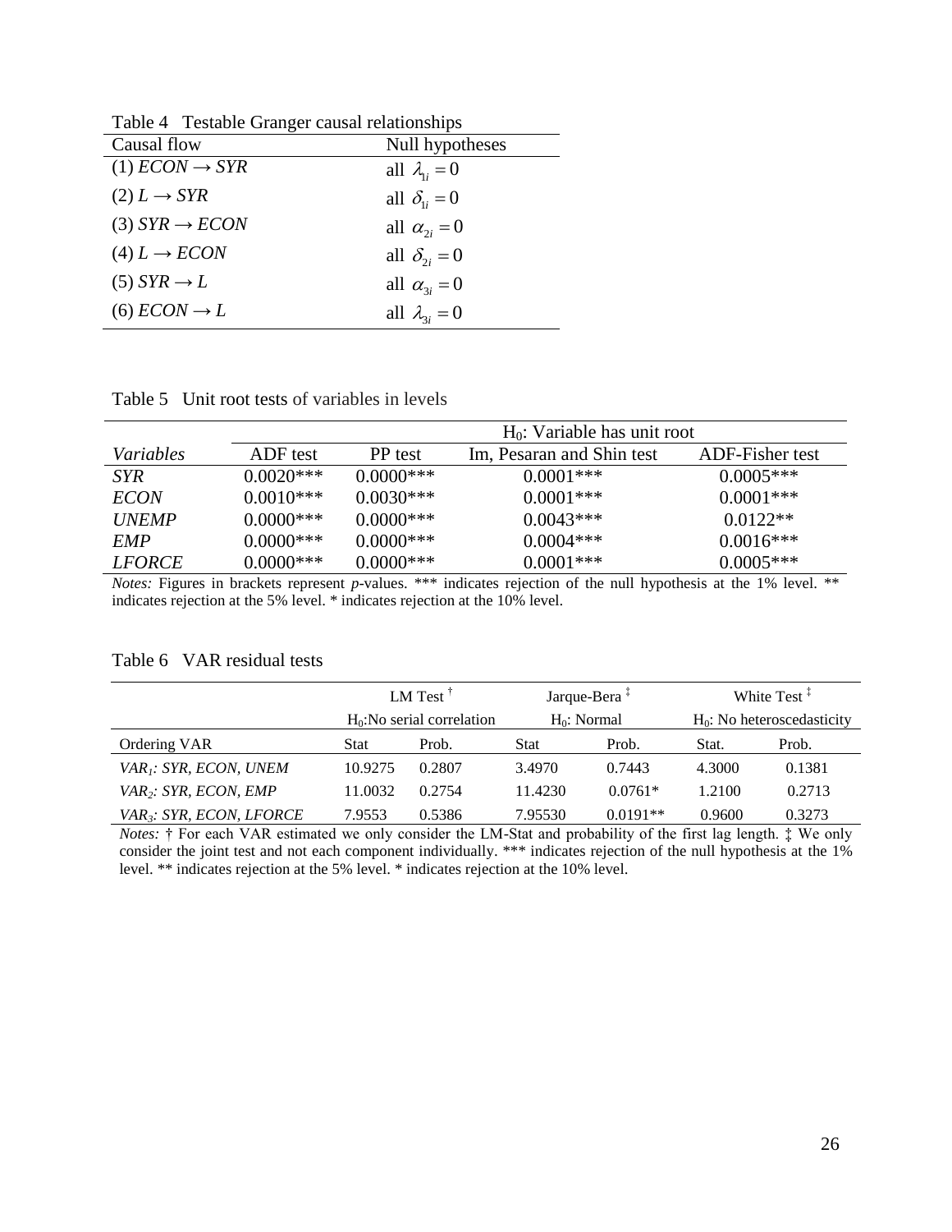Table 4 Testable Granger causal relationships

| Causal flow | Null hypotheses |
|---|---|
| (1) $ECON \rightarrow SYR$ | all $\lambda_{1i} = 0$ |
| (2) $L \rightarrow SYR$ | all $\delta_{1i} = 0$ |
| (3) $SYR \rightarrow ECON$ | all $\alpha_{2i} = 0$ |
| (4) $L \rightarrow ECON$ | all $\delta_{2i} = 0$ |
| (5) $SYR \rightarrow L$ | all $\alpha_{3i} = 0$ |
| (6) $ECON \rightarrow L$ | all $\lambda_{3i} = 0$ |

Table 5 Unit root tests of variables in levels

| | $H_0$: Variable has unit root | | | |
|---|---|---|---|---|
| *Variables* | ADF test | PP test | Im, Pesaran and Shin test | ADF-Fisher test |
| *SYR* | 0.0020*** | 0.0000*** | 0.0001*** | 0.0005*** |
| *ECON* | 0.0010*** | 0.0030*** | 0.0001*** | 0.0001*** |
| *UNEMP* | 0.0000*** | 0.0000*** | 0.0043*** | 0.0122** |
| *EMP* | 0.0000*** | 0.0000*** | 0.0004*** | 0.0016*** |
| *LFORCE* | 0.0000*** | 0.0000*** | 0.0001*** | 0.0005*** |

*Notes:* Figures in brackets represent *p*-values. *** indicates rejection of the null hypothesis at the 1% level. ** indicates rejection at the 5% level. * indicates rejection at the 10% level.

Table 6 VAR residual tests

| | LM Test † | | Jarque-Bera ‡ | | White Test ‡ | |
|---|---|---|---|---|---|---|
| | $H_0$:No serial correlation | | $H_0$: Normal | | $H_0$: No heteroscedasticity | |
| Ordering VAR | Stat | Prob. | Stat | Prob. | Stat. | Prob. |
| *$VAR_1$: SYR, ECON, UNEM* | 10.9275 | 0.2807 | 3.4970 | 0.7443 | 4.3000 | 0.1381 |
| *$VAR_2$: SYR, ECON, EMP* | 11.0032 | 0.2754 | 11.4230 | 0.0761* | 1.2100 | 0.2713 |
| *$VAR_3$: SYR, ECON, LFORCE* | 7.9553 | 0.5386 | 7.95530 | 0.0191** | 0.9600 | 0.3273 |

*Notes:* † For each VAR estimated we only consider the LM-Stat and probability of the first lag length. ‡ We only consider the joint test and not each component individually. *** indicates rejection of the null hypothesis at the 1% level. ** indicates rejection at the 5% level. * indicates rejection at the 10% level.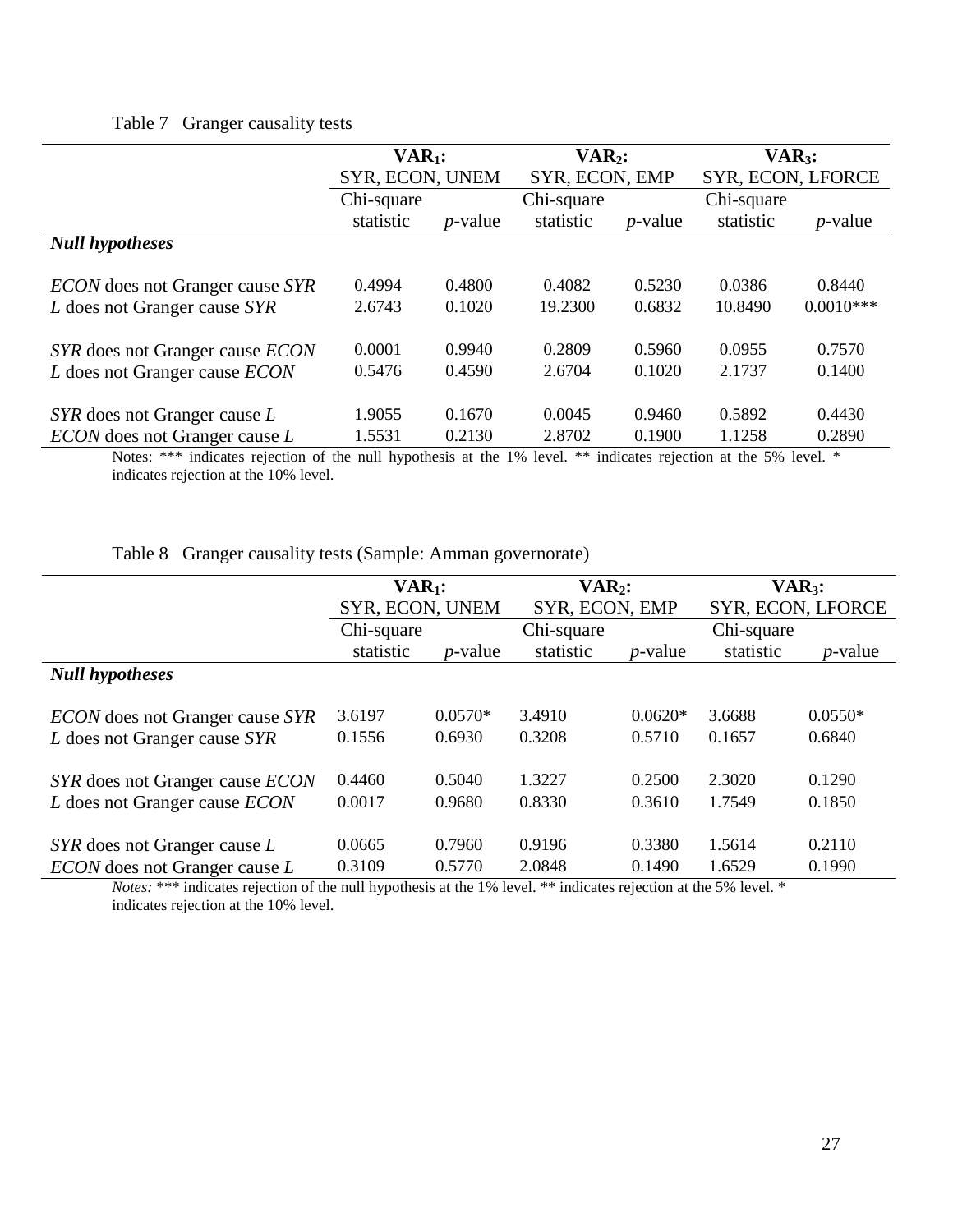Table 7 Granger causality tests

| | $VAR_1$: SYR, ECON, UNEM | | $VAR_2$: SYR, ECON, EMP | | $VAR_3$: SYR, ECON, LFORCE | |
|---|---|---|---|---|---|---|
| | Chi-square statistic | *p*-value | Chi-square statistic | *p*-value | Chi-square statistic | *p*-value |
| ***Null hypotheses*** | | | | | | |
| *ECON* does not Granger cause *SYR* | 0.4994 | 0.4800 | 0.4082 | 0.5230 | 0.0386 | 0.8440 |
| *L* does not Granger cause *SYR* | 2.6743 | 0.1020 | 19.2300 | 0.6832 | 10.8490 | 0.0010*** |
| *SYR* does not Granger cause *ECON* | 0.0001 | 0.9940 | 0.2809 | 0.5960 | 0.0955 | 0.7570 |
| *L* does not Granger cause *ECON* | 0.5476 | 0.4590 | 2.6704 | 0.1020 | 2.1737 | 0.1400 |
| *SYR* does not Granger cause *L* | 1.9055 | 0.1670 | 0.0045 | 0.9460 | 0.5892 | 0.4430 |
| *ECON* does not Granger cause *L* | 1.5531 | 0.2130 | 2.8702 | 0.1900 | 1.1258 | 0.2890 |

Notes: *** indicates rejection of the null hypothesis at the 1% level. ** indicates rejection at the 5% level. * indicates rejection at the 10% level.

Table 8 Granger causality tests (Sample: Amman governorate)

| | $VAR_1$: SYR, ECON, UNEM | | $VAR_2$: SYR, ECON, EMP | | $VAR_3$: SYR, ECON, LFORCE | |
|---|---|---|---|---|---|---|
| | Chi-square statistic | *p*-value | Chi-square statistic | *p*-value | Chi-square statistic | *p*-value |
| ***Null hypotheses*** | | | | | | |
| *ECON* does not Granger cause *SYR* | 3.6197 | 0.0570* | 3.4910 | 0.0620* | 3.6688 | 0.0550* |
| *L* does not Granger cause *SYR* | 0.1556 | 0.6930 | 0.3208 | 0.5710 | 0.1657 | 0.6840 |
| *SYR* does not Granger cause *ECON* | 0.4460 | 0.5040 | 1.3227 | 0.2500 | 2.3020 | 0.1290 |
| *L* does not Granger cause *ECON* | 0.0017 | 0.9680 | 0.8330 | 0.3610 | 1.7549 | 0.1850 |
| *SYR* does not Granger cause *L* | 0.0665 | 0.7960 | 0.9196 | 0.3380 | 1.5614 | 0.2110 |
| *ECON* does not Granger cause *L* | 0.3109 | 0.5770 | 2.0848 | 0.1490 | 1.6529 | 0.1990 |

*Notes:* *** indicates rejection of the null hypothesis at the 1% level. ** indicates rejection at the 5% level. * indicates rejection at the 10% level.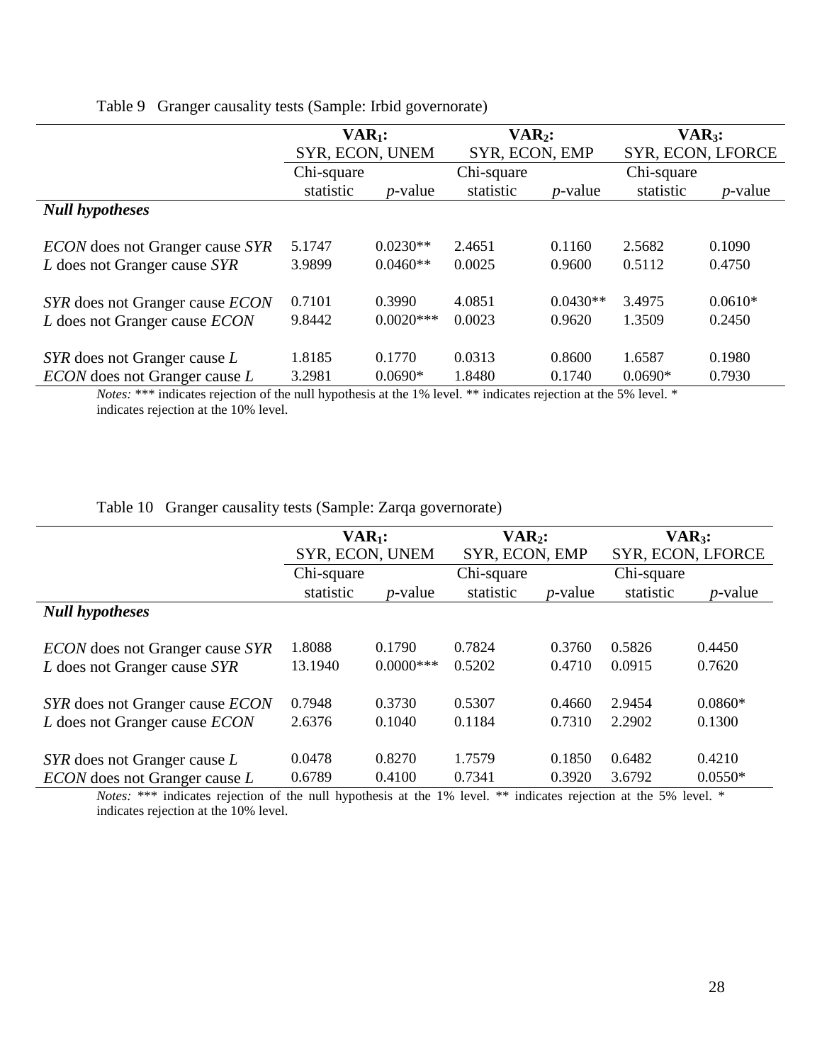Table 9 Granger causality tests (Sample: Irbid governorate)

| | $\mathbf{VAR_1}$: SYR, ECON, UNEM | | $\mathbf{VAR_2}$: SYR, ECON, EMP | | $\mathbf{VAR_3}$: SYR, ECON, LFORCE | |
|---|---|---|---|---|---|---|
| | Chi-square statistic | *p*-value | Chi-square statistic | *p*-value | Chi-square statistic | *p*-value |
| ***Null hypotheses*** | | | | | | |
| *ECON* does not Granger cause *SYR* | 5.1747 | 0.0230** | 2.4651 | 0.1160 | 2.5682 | 0.1090 |
| *L* does not Granger cause *SYR* | 3.9899 | 0.0460** | 0.0025 | 0.9600 | 0.5112 | 0.4750 |
| *SYR* does not Granger cause *ECON* | 0.7101 | 0.3990 | 4.0851 | 0.0430** | 3.4975 | 0.0610* |
| *L* does not Granger cause *ECON* | 9.8442 | 0.0020*** | 0.0023 | 0.9620 | 1.3509 | 0.2450 |
| *SYR* does not Granger cause *L* | 1.8185 | 0.1770 | 0.0313 | 0.8600 | 1.6587 | 0.1980 |
| *ECON* does not Granger cause *L* | 3.2981 | 0.0690* | 1.8480 | 0.1740 | 0.0690* | 0.7930 |

*Notes:* *** indicates rejection of the null hypothesis at the 1% level. ** indicates rejection at the 5% level. * indicates rejection at the 10% level.

Table 10 Granger causality tests (Sample: Zarqa governorate)

| | $\mathbf{VAR_1}$: SYR, ECON, UNEM | | $\mathbf{VAR_2}$: SYR, ECON, EMP | | $\mathbf{VAR_3}$: SYR, ECON, LFORCE | |
|---|---|---|---|---|---|---|
| | Chi-square statistic | *p*-value | Chi-square statistic | *p*-value | Chi-square statistic | *p*-value |
| ***Null hypotheses*** | | | | | | |
| *ECON* does not Granger cause *SYR* | 1.8088 | 0.1790 | 0.7824 | 0.3760 | 0.5826 | 0.4450 |
| *L* does not Granger cause *SYR* | 13.1940 | 0.0000*** | 0.5202 | 0.4710 | 0.0915 | 0.7620 |
| *SYR* does not Granger cause *ECON* | 0.7948 | 0.3730 | 0.5307 | 0.4660 | 2.9454 | 0.0860* |
| *L* does not Granger cause *ECON* | 2.6376 | 0.1040 | 0.1184 | 0.7310 | 2.2902 | 0.1300 |
| *SYR* does not Granger cause *L* | 0.0478 | 0.8270 | 1.7579 | 0.1850 | 0.6482 | 0.4210 |
| *ECON* does not Granger cause *L* | 0.6789 | 0.4100 | 0.7341 | 0.3920 | 3.6792 | 0.0550* |

*Notes:* *** indicates rejection of the null hypothesis at the 1% level. ** indicates rejection at the 5% level. * indicates rejection at the 10% level.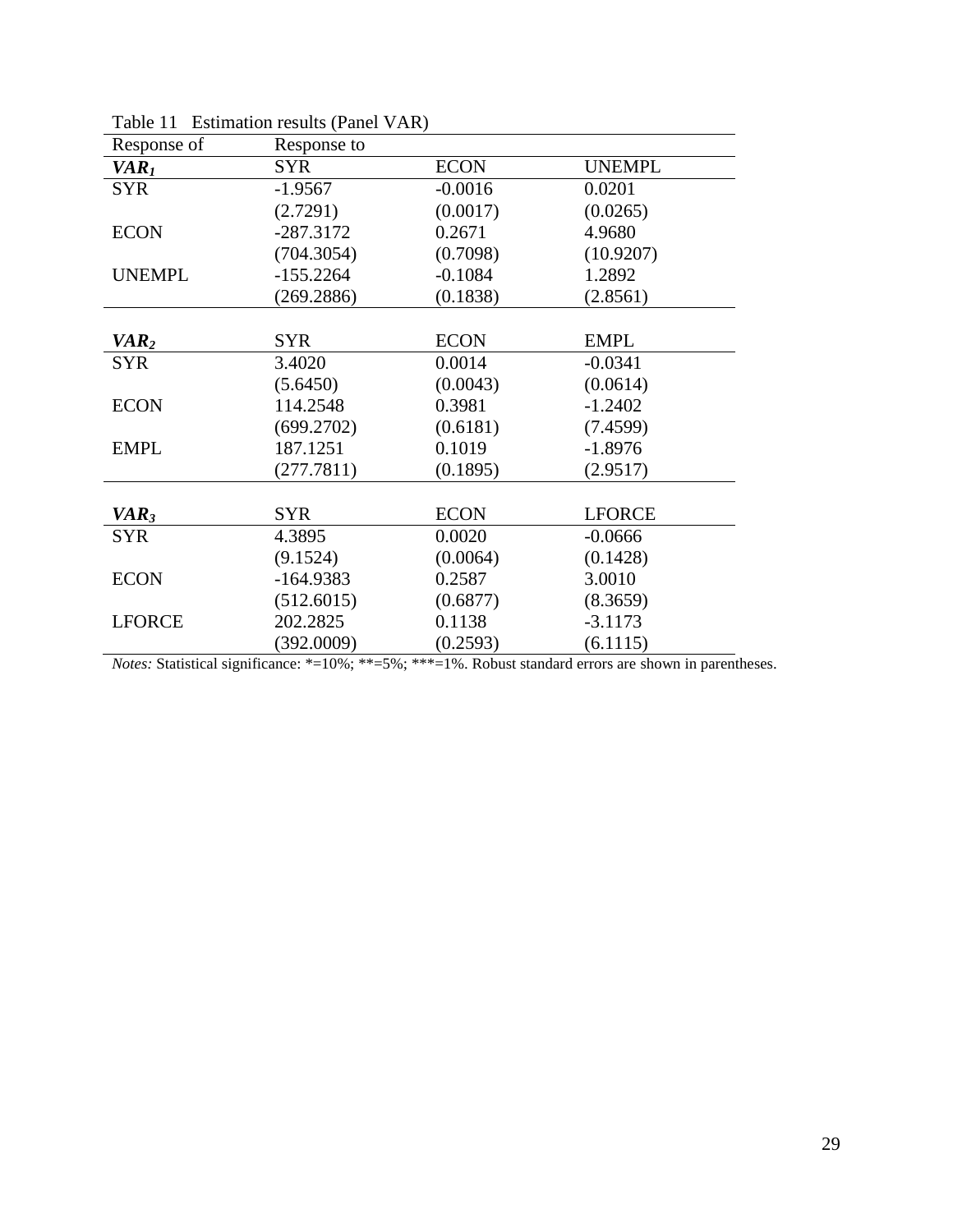Table 11 Estimation results (Panel VAR)

| Response of | Response to | | |
|---|---|---|---|
| ***VAR$_1$*** | SYR | ECON | UNEMPL |
| SYR | -1.9567 | -0.0016 | 0.0201 |
| | (2.7291) | (0.0017) | (0.0265) |
| ECON | -287.3172 | 0.2671 | 4.9680 |
| | (704.3054) | (0.7098) | (10.9207) |
| UNEMPL | -155.2264 | -0.1084 | 1.2892 |
| | (269.2886) | (0.1838) | (2.8561) |
| | | | |
| ***VAR$_2$*** | SYR | ECON | EMPL |
| SYR | 3.4020 | 0.0014 | -0.0341 |
| | (5.6450) | (0.0043) | (0.0614) |
| ECON | 114.2548 | 0.3981 | -1.2402 |
| | (699.2702) | (0.6181) | (7.4599) |
| EMPL | 187.1251 | 0.1019 | -1.8976 |
| | (277.7811) | (0.1895) | (2.9517) |
| | | | |
| ***VAR$_3$*** | SYR | ECON | LFORCE |
| SYR | 4.3895 | 0.0020 | -0.0666 |
| | (9.1524) | (0.0064) | (0.1428) |
| ECON | -164.9383 | 0.2587 | 3.0010 |
| | (512.6015) | (0.6877) | (8.3659) |
| LFORCE | 202.2825 | 0.1138 | -3.1173 |
| | (392.0009) | (0.2593) | (6.1115) |

*Notes:* Statistical significance: *=10%; **=5%; ***=1%. Robust standard errors are shown in parentheses.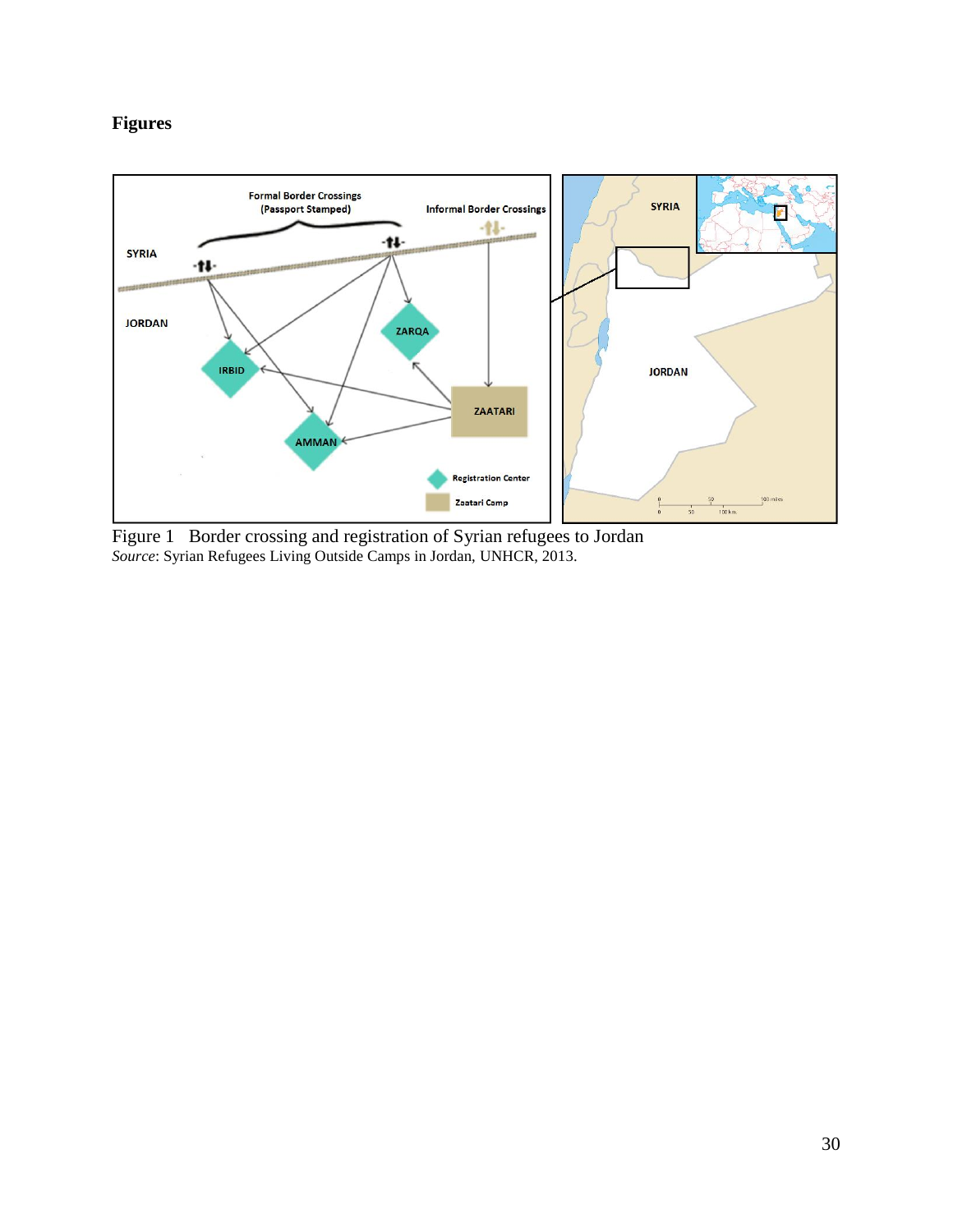# Figures

Figure 1 Border crossing and registration of Syrian refugees to Jordan
*Source*: Syrian Refugees Living Outside Camps in Jordan, UNHCR, 2013.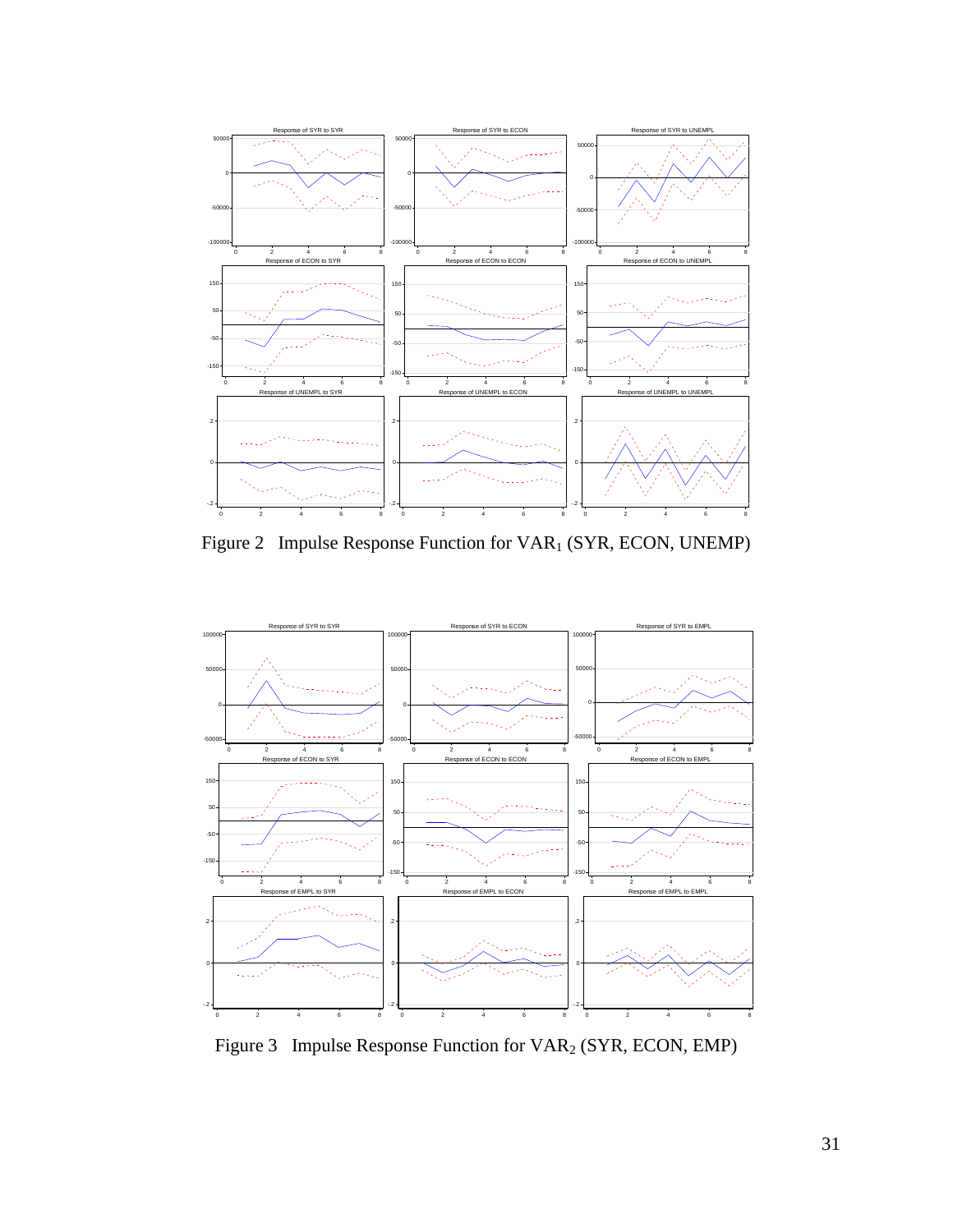Figure 2 Impulse Response Function for $VAR_1$ (SYR, ECON, UNEMP)

Figure 3 Impulse Response Function for $VAR_2$ (SYR, ECON, EMP)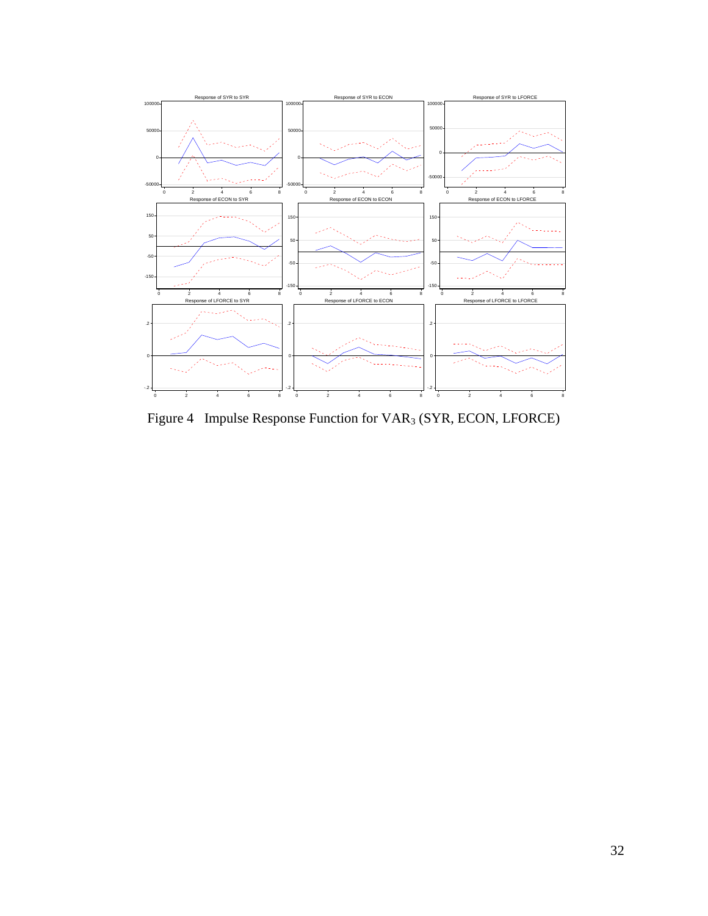Figure 4 Impulse Response Function for $VAR_3$ (SYR, ECON, LFORCE)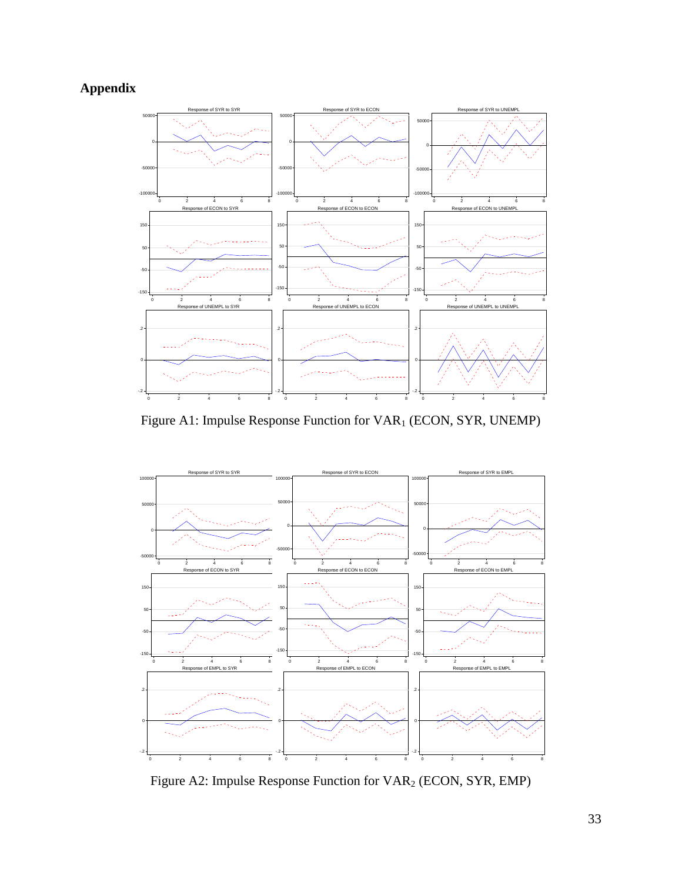# Appendix

Figure A1: Impulse Response Function for $VAR_1$ (ECON, SYR, UNEMP)

Figure A2: Impulse Response Function for $VAR_2$ (ECON, SYR, EMP)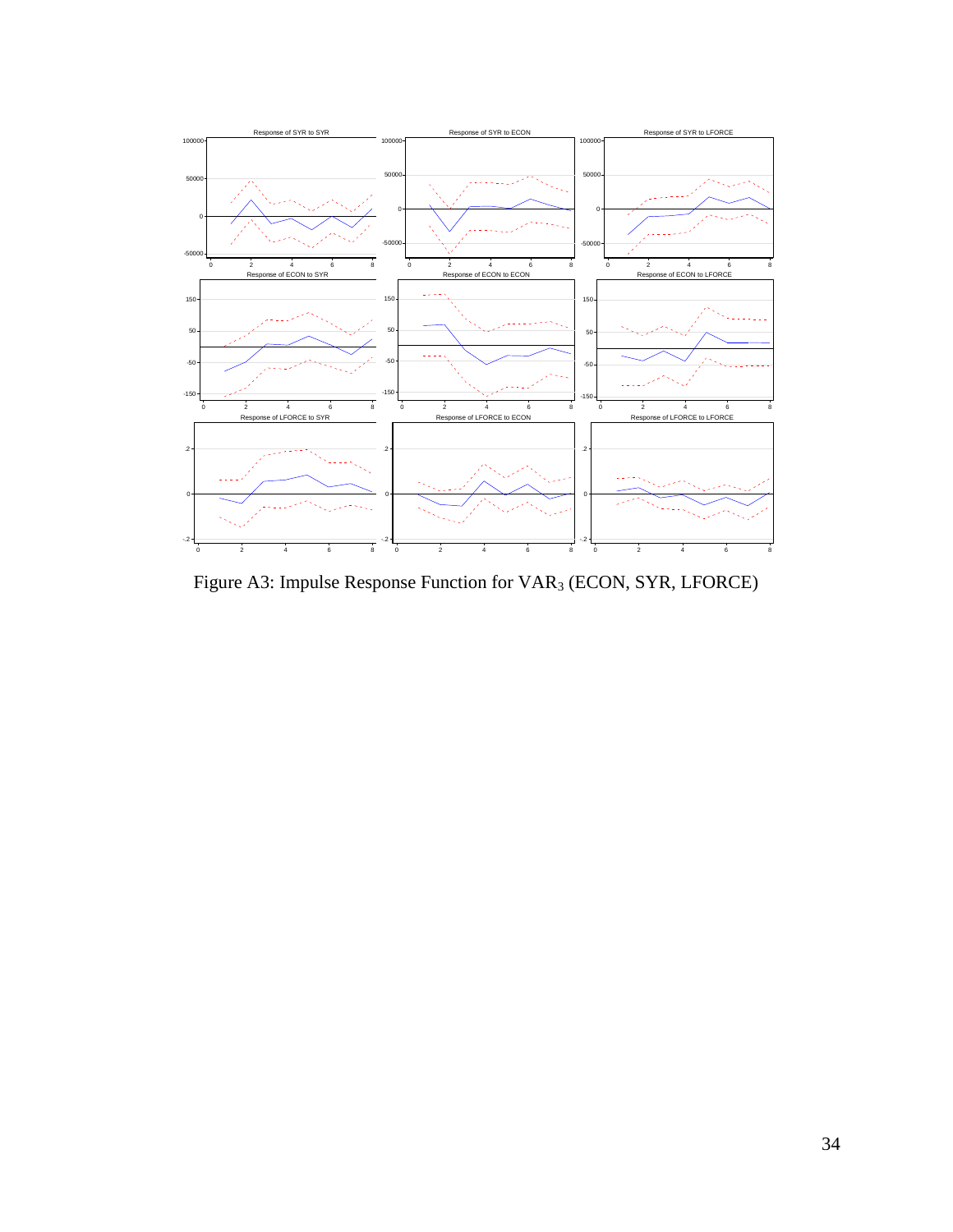Response of SYR to SYR

100000
50000
0
-50000
0 2 4 6 8

Response of SYR to ECON

100000
50000
0
-50000
0 2 4 6 8

Response of SYR to LFORCE

100000
50000
0
-50000
0 2 4 6 8

Response of ECON to SYR

150
50
-50
-150
0 2 4 6 8

Response of ECON to ECON

150
50
-50
-150
0 2 4 6 8

Response of ECON to LFORCE

150
50
-50
-150
0 2 4 6 8

Response of LFORCE to SYR

.2
0
-.2
0 2 4 6 8

Response of LFORCE to ECON

.2
0
-.2
0 2 4 6 8

Response of LFORCE to LFORCE

.2
0
-.2
0 2 4 6 8

Figure A3: Impulse Response Function for $VAR_3$ (ECON, SYR, LFORCE)